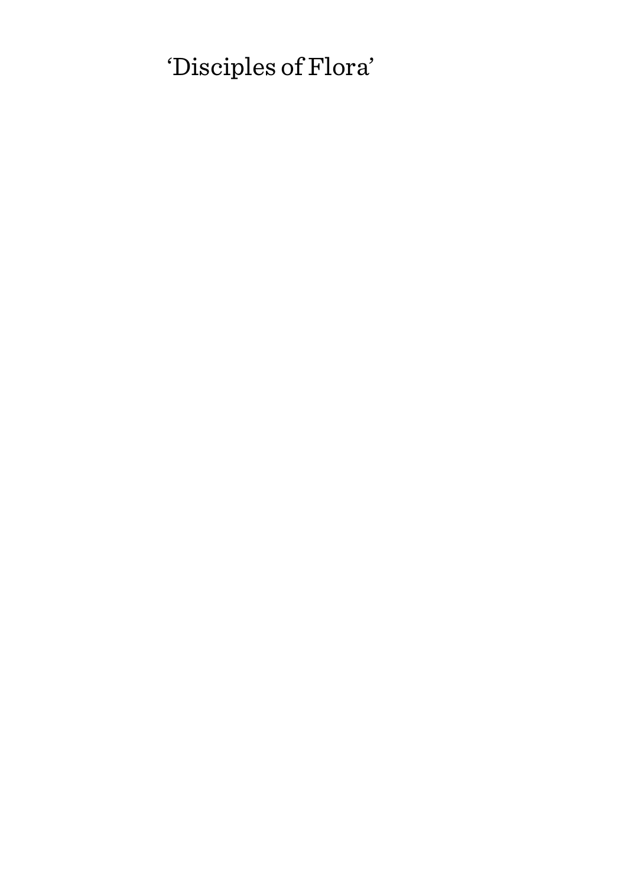# ‘Disciples of Flora’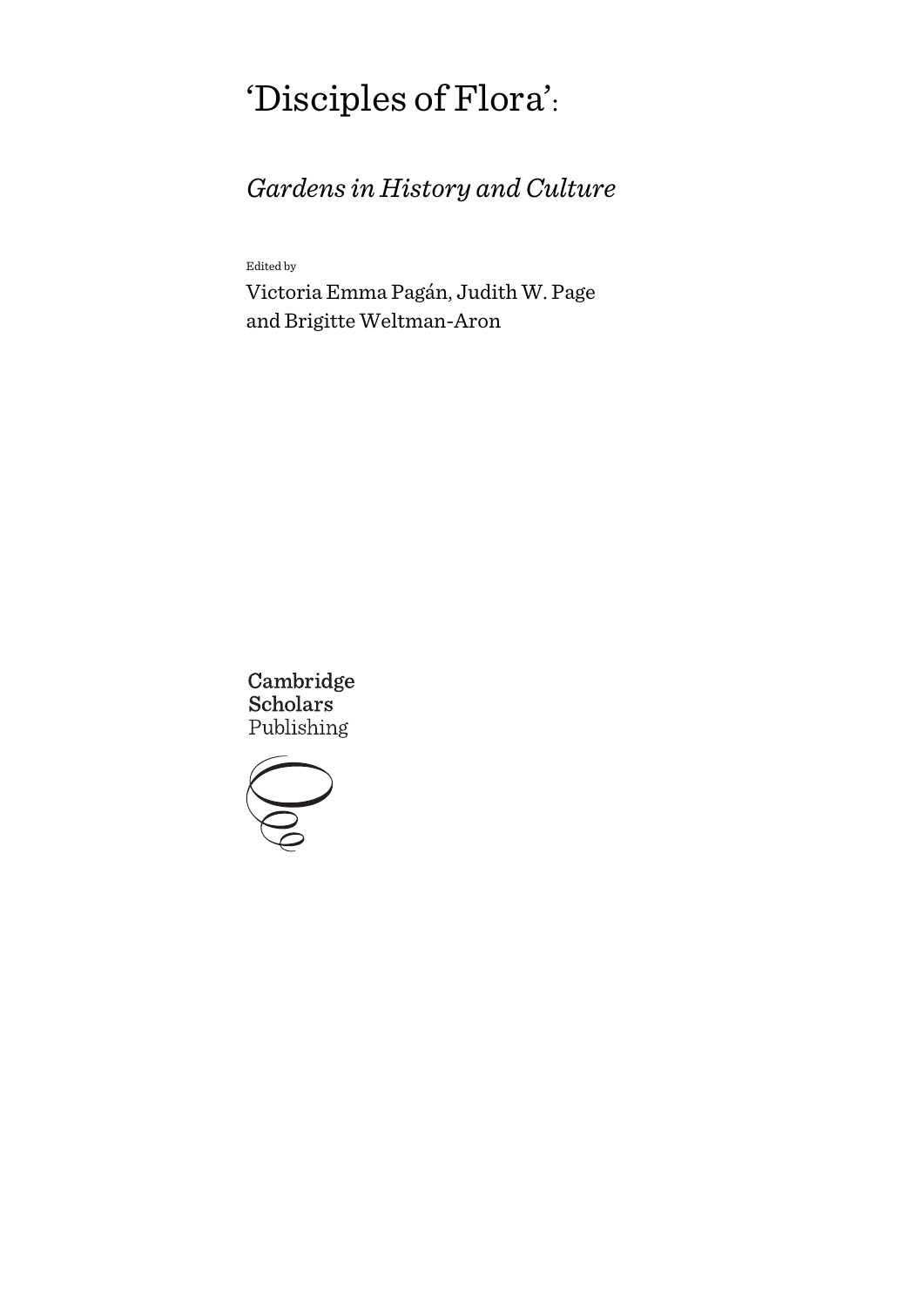# 'Disciples of Flora':

## *Gardens in History and Culture*

Edited by

Victoria Emma Pagán, Judith W. Page and Brigitte Weltman-Aron

Cambridge Scholars Publishing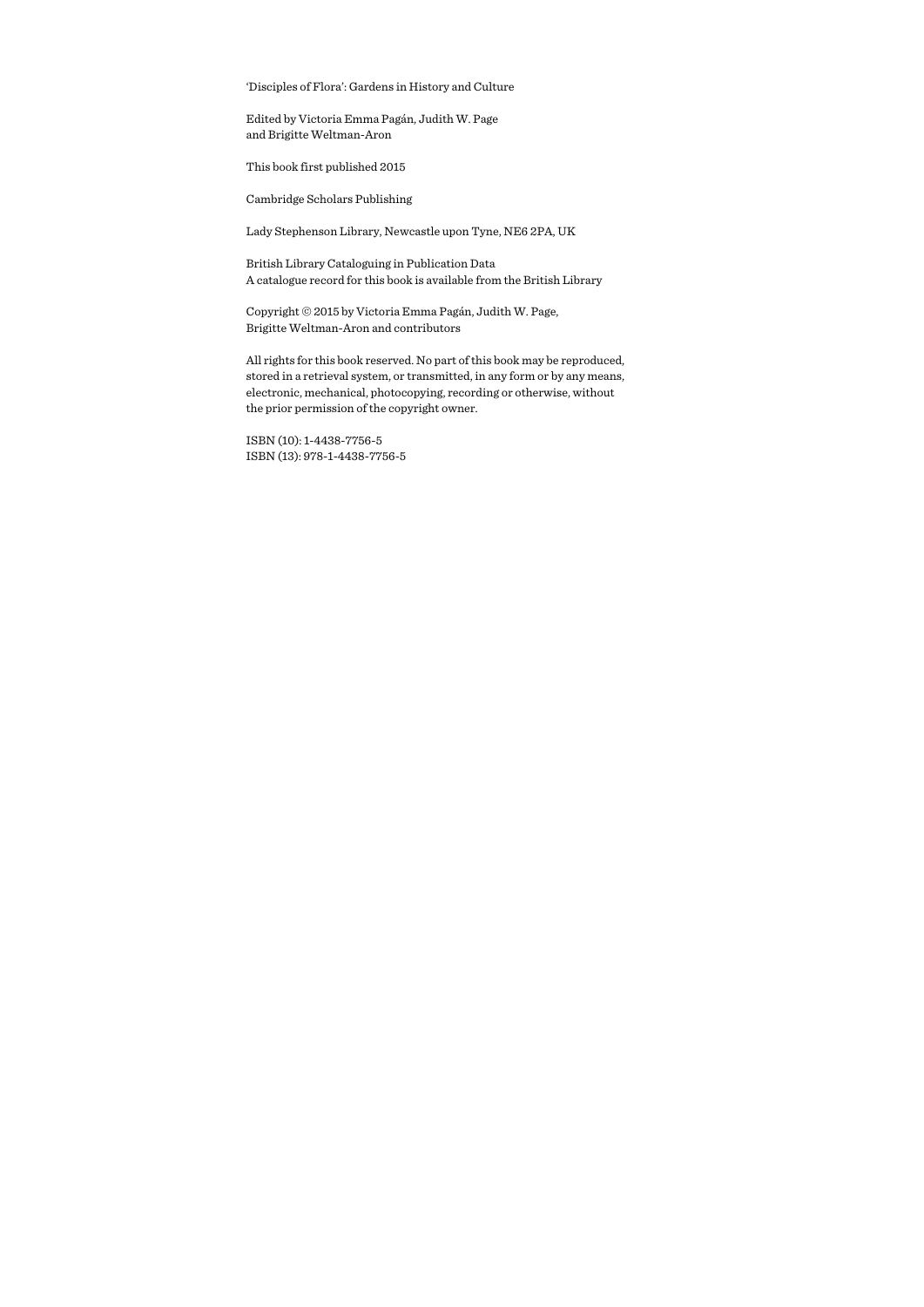'Disciples of Flora': Gardens in History and Culture

Edited by Victoria Emma Pagán, Judith W. Page
and Brigitte Weltman-Aron

This book first published 2015

Cambridge Scholars Publishing

Lady Stephenson Library, Newcastle upon Tyne, NE6 2PA, UK

British Library Cataloguing in Publication Data
A catalogue record for this book is available from the British Library

Copyright © 2015 by Victoria Emma Pagán, Judith W. Page,
Brigitte Weltman-Aron and contributors

All rights for this book reserved. No part of this book may be reproduced,
stored in a retrieval system, or transmitted, in any form or by any means,
electronic, mechanical, photocopying, recording or otherwise, without
the prior permission of the copyright owner.

ISBN (10): 1-4438-7756-5
ISBN (13): 978-1-4438-7756-5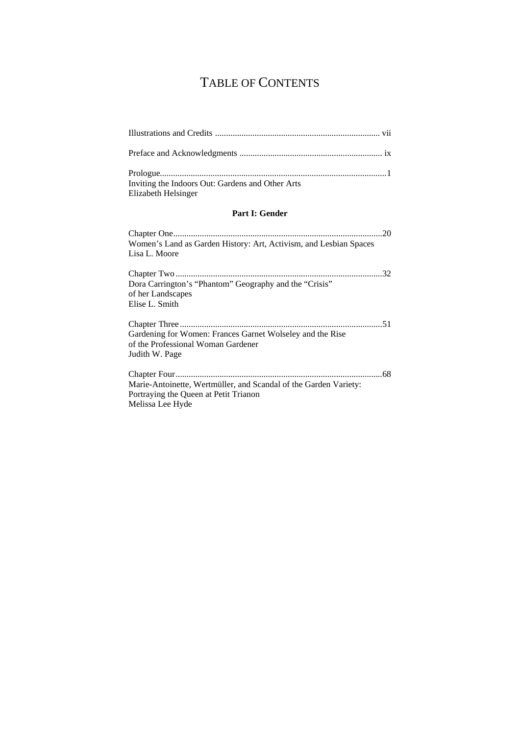# Table of Contents

Illustrations and Credits ........................................................................ vii

Preface and Acknowledgments ................................................................ ix

Prologue......................................................................................................1
Inviting the Indoors Out: Gardens and Other Arts
Elizabeth Helsinger

**Part I: Gender**

Chapter One..............................................................................................20
Women's Land as Garden History: Art, Activism, and Lesbian Spaces
Lisa L. Moore

Chapter Two.............................................................................................32
Dora Carrington's "Phantom" Geography and the "Crisis"
of her Landscapes
Elise L. Smith

Chapter Three...........................................................................................51
Gardening for Women: Frances Garnet Wolseley and the Rise
of the Professional Woman Gardener
Judith W. Page

Chapter Four.............................................................................................68
Marie-Antoinette, Wertmüller, and Scandal of the Garden Variety:
Portraying the Queen at Petit Trianon
Melissa Lee Hyde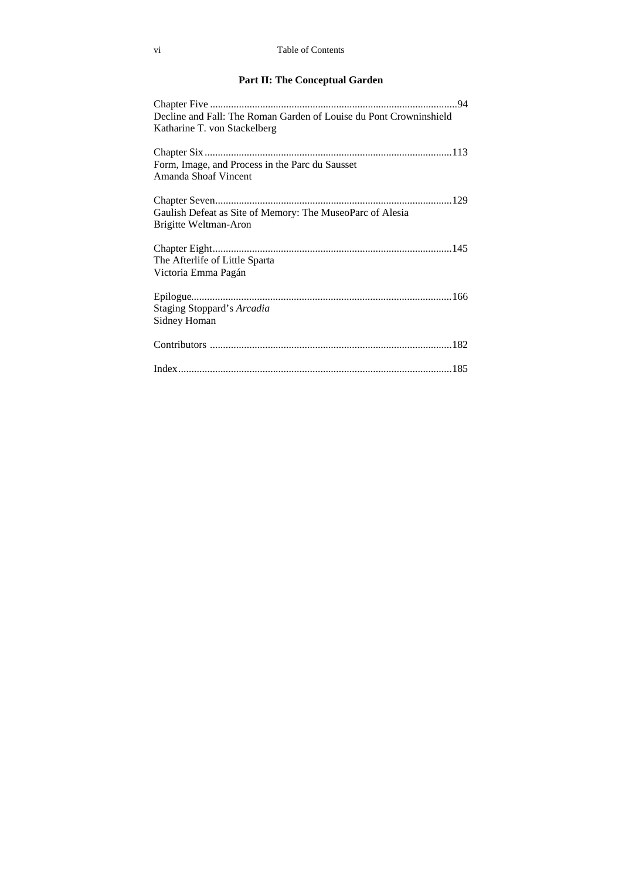## Part II: The Conceptual Garden

Chapter Five ............................................................................................94
Decline and Fall: The Roman Garden of Louise du Pont Crowninshield
Katharine T. von Stackelberg

Chapter Six .............................................................................................113
Form, Image, and Process in the Parc du Sausset
Amanda Shoaf Vincent

Chapter Seven.........................................................................................129
Gaulish Defeat as Site of Memory: The MuseoParc of Alesia
Brigitte Weltman-Aron

Chapter Eight..........................................................................................145
The Afterlife of Little Sparta
Victoria Emma Pagán

Epilogue.................................................................................................166
Staging Stoppard's *Arcadia*
Sidney Homan

Contributors ..........................................................................................182

Index......................................................................................................185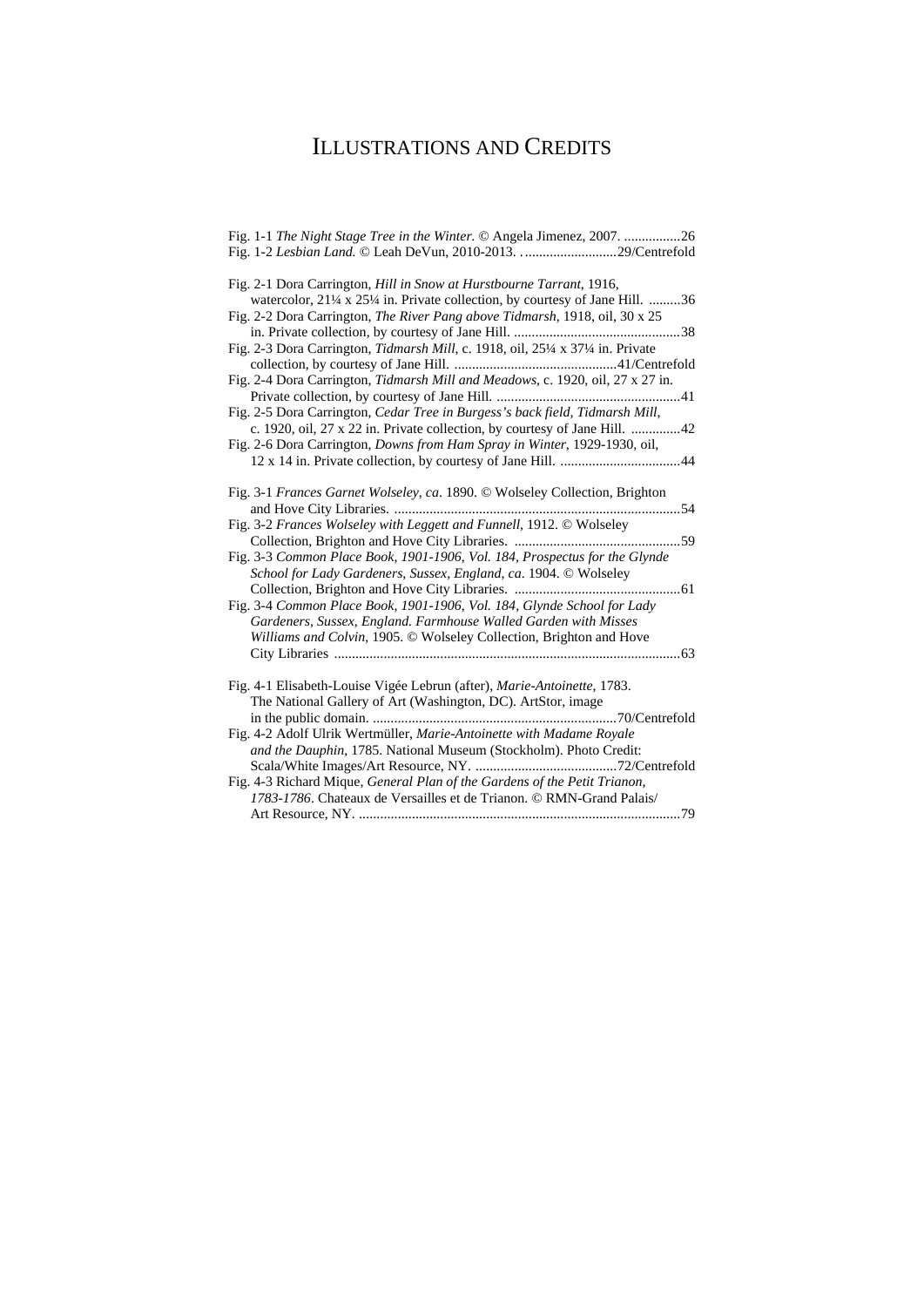# Illustrations and Credits

Fig. 1-1 *The Night Stage Tree in the Winter.* © Angela Jimenez, 2007. ................26

Fig. 1-2 *Lesbian Land.* © Leah DeVun, 2010-2013. ...........................29/Centrefold

Fig. 2-1 Dora Carrington, *Hill in Snow at Hurstbourne Tarrant*, 1916, watercolor, 21¼ x 25¼ in. Private collection, by courtesy of Jane Hill. .........36

Fig. 2-2 Dora Carrington, *The River Pang above Tidmarsh*, 1918, oil, 30 x 25 in. Private collection, by courtesy of Jane Hill. ...............................................38

Fig. 2-3 Dora Carrington, *Tidmarsh Mill*, c. 1918, oil, 25¼ x 37¼ in. Private collection, by courtesy of Jane Hill. ..............................................41/Centrefold

Fig. 2-4 Dora Carrington, *Tidmarsh Mill and Meadows*, c. 1920, oil, 27 x 27 in. Private collection, by courtesy of Jane Hill. ...................................................41

Fig. 2-5 Dora Carrington, *Cedar Tree in Burgess's back field, Tidmarsh Mill*, c. 1920, oil, 27 x 22 in. Private collection, by courtesy of Jane Hill. ..............42

Fig. 2-6 Dora Carrington, *Downs from Ham Spray in Winter*, 1929-1930, oil, 12 x 14 in. Private collection, by courtesy of Jane Hill. ..................................44

Fig. 3-1 *Frances Garnet Wolseley, ca*. 1890. © Wolseley Collection, Brighton and Hove City Libraries. ................................................................................54

Fig. 3-2 *Frances Wolseley with Leggett and Funnell*, 1912. © Wolseley Collection, Brighton and Hove City Libraries. ...............................................59

Fig. 3-3 *Common Place Book, 1901-1906, Vol. 184, Prospectus for the Glynde School for Lady Gardeners, Sussex, England, ca*. 1904. © Wolseley Collection, Brighton and Hove City Libraries. ...............................................61

Fig. 3-4 *Common Place Book, 1901-1906, Vol. 184, Glynde School for Lady Gardeners, Sussex, England. Farmhouse Walled Garden with Misses Williams and Colvin*, 1905. © Wolseley Collection, Brighton and Hove City Libraries .................................................................................................63

Fig. 4-1 Elisabeth-Louise Vigée Lebrun (after), *Marie-Antoinette*, 1783. The National Gallery of Art (Washington, DC). ArtStor, image in the public domain. ....................................................................70/Centrefold

Fig. 4-2 Adolf Ulrik Wertmüller, *Marie-Antoinette with Madame Royale and the Dauphin*, 1785. National Museum (Stockholm). Photo Credit: Scala/White Images/Art Resource, NY. ........................................72/Centrefold

Fig. 4-3 Richard Mique, *General Plan of the Gardens of the Petit Trianon, 1783-1786*. Chateaux de Versailles et de Trianon. © RMN-Grand Palais/ Art Resource, NY. ..........................................................................................79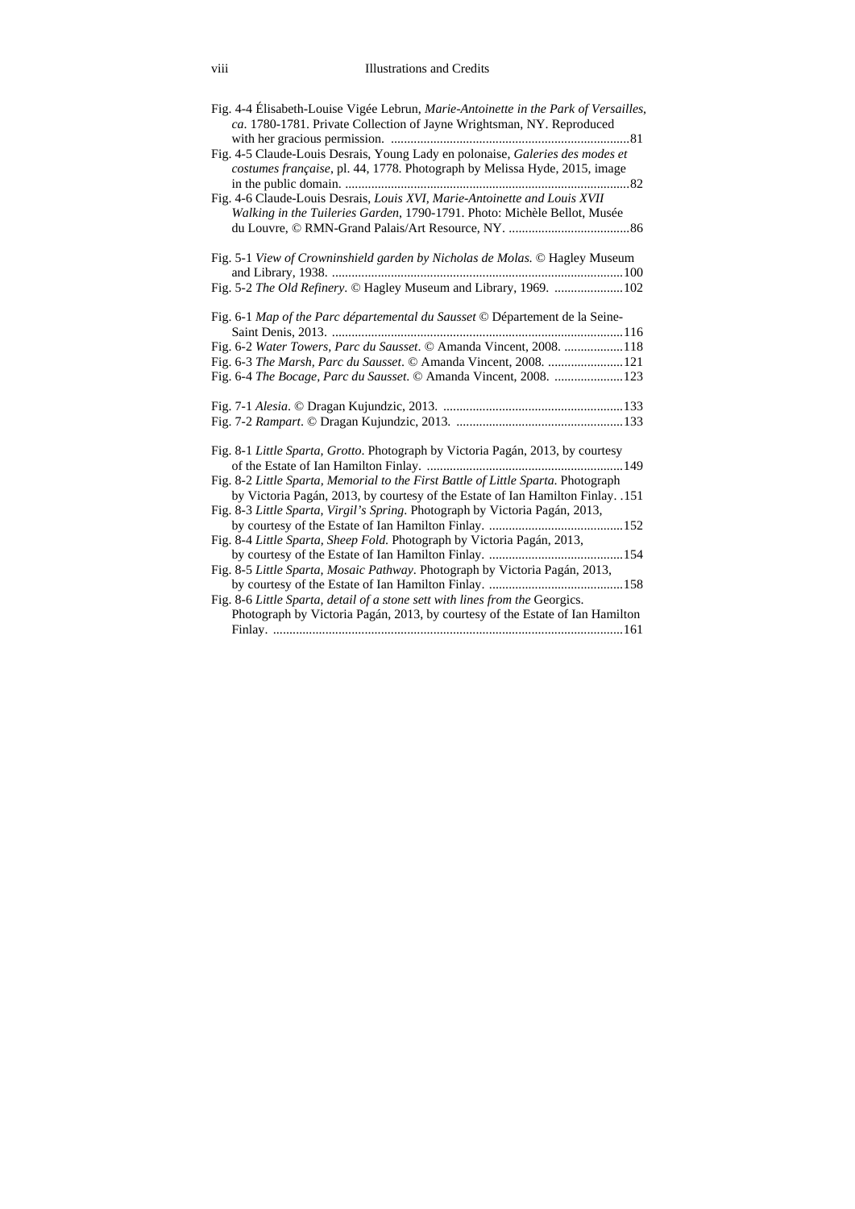Fig. 4-4 Élisabeth-Louise Vigée Lebrun, *Marie-Antoinette in the Park of Versailles*, *ca*. 1780-1781. Private Collection of Jayne Wrightsman, NY. Reproduced with her gracious permission. ........................................................................81

Fig. 4-5 Claude-Louis Desrais, Young Lady en polonaise, *Galeries des modes et costumes française*, pl. 44, 1778. Photograph by Melissa Hyde, 2015, image in the public domain. ........................................................................82

Fig. 4-6 Claude-Louis Desrais, *Louis XVI, Marie-Antoinette and Louis XVII Walking in the Tuileries Garden*, 1790-1791. Photo: Michèle Bellot, Musée du Louvre, © RMN-Grand Palais/Art Resource, NY. .....................................86

Fig. 5-1 *View of Crowninshield garden by Nicholas de Molas*. © Hagley Museum and Library, 1938. ........................................................................100

Fig. 5-2 *The Old Refinery*. © Hagley Museum and Library, 1969. .....................102

Fig. 6-1 *Map of the Parc départemental du Sausset* © Département de la Seine-Saint Denis, 2013. ........................................................................116

Fig. 6-2 *Water Towers, Parc du Sausset*. © Amanda Vincent, 2008. ..................118

Fig. 6-3 *The Marsh, Parc du Sausset*. © Amanda Vincent, 2008. .......................121

Fig. 6-4 *The Bocage, Parc du Sausset*. © Amanda Vincent, 2008. .....................123

Fig. 7-1 *Alesia*. © Dragan Kujundzic, 2013. .......................................................133

Fig. 7-2 *Rampart*. © Dragan Kujundzic, 2013. ...................................................133

Fig. 8-1 *Little Sparta, Grotto*. Photograph by Victoria Pagán, 2013, by courtesy of the Estate of Ian Hamilton Finlay. ............................................................149

Fig. 8-2 *Little Sparta, Memorial to the First Battle of Little Sparta*. Photograph by Victoria Pagán, 2013, by courtesy of the Estate of Ian Hamilton Finlay. .151

Fig. 8-3 *Little Sparta, Virgil's Spring*. Photograph by Victoria Pagán, 2013, by courtesy of the Estate of Ian Hamilton Finlay. .........................................152

Fig. 8-4 *Little Sparta, Sheep Fold*. Photograph by Victoria Pagán, 2013, by courtesy of the Estate of Ian Hamilton Finlay. .........................................154

Fig. 8-5 *Little Sparta, Mosaic Pathway*. Photograph by Victoria Pagán, 2013, by courtesy of the Estate of Ian Hamilton Finlay. .........................................158

Fig. 8-6 *Little Sparta, detail of a stone sett with lines from the* Georgics. Photograph by Victoria Pagán, 2013, by courtesy of the Estate of Ian Hamilton Finlay. ..........................................................................................................161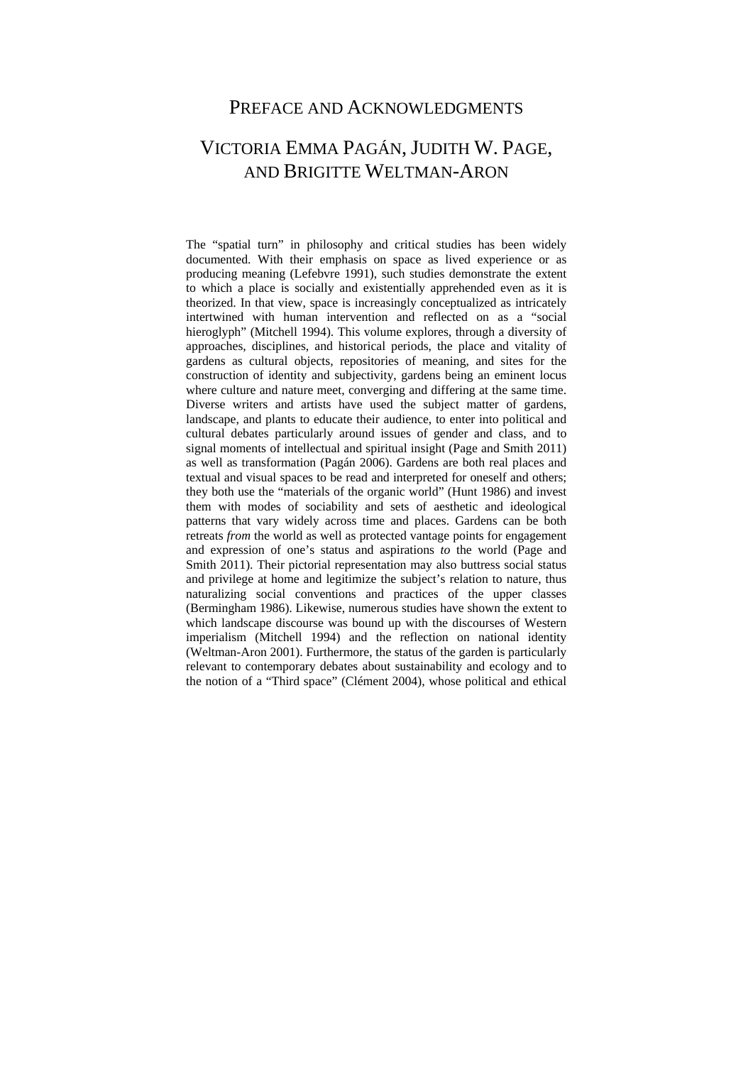# Preface and Acknowledgments

## Victoria Emma Pagán, Judith W. Page, and Brigitte Weltman-Aron

The "spatial turn" in philosophy and critical studies has been widely documented. With their emphasis on space as lived experience or as producing meaning (Lefebvre 1991), such studies demonstrate the extent to which a place is socially and existentially apprehended even as it is theorized. In that view, space is increasingly conceptualized as intricately intertwined with human intervention and reflected on as a "social hieroglyph" (Mitchell 1994). This volume explores, through a diversity of approaches, disciplines, and historical periods, the place and vitality of gardens as cultural objects, repositories of meaning, and sites for the construction of identity and subjectivity, gardens being an eminent locus where culture and nature meet, converging and differing at the same time. Diverse writers and artists have used the subject matter of gardens, landscape, and plants to educate their audience, to enter into political and cultural debates particularly around issues of gender and class, and to signal moments of intellectual and spiritual insight (Page and Smith 2011) as well as transformation (Pagán 2006). Gardens are both real places and textual and visual spaces to be read and interpreted for oneself and others; they both use the "materials of the organic world" (Hunt 1986) and invest them with modes of sociability and sets of aesthetic and ideological patterns that vary widely across time and places. Gardens can be both retreats *from* the world as well as protected vantage points for engagement and expression of one's status and aspirations *to* the world (Page and Smith 2011). Their pictorial representation may also buttress social status and privilege at home and legitimize the subject's relation to nature, thus naturalizing social conventions and practices of the upper classes (Bermingham 1986). Likewise, numerous studies have shown the extent to which landscape discourse was bound up with the discourses of Western imperialism (Mitchell 1994) and the reflection on national identity (Weltman-Aron 2001). Furthermore, the status of the garden is particularly relevant to contemporary debates about sustainability and ecology and to the notion of a "Third space" (Clément 2004), whose political and ethical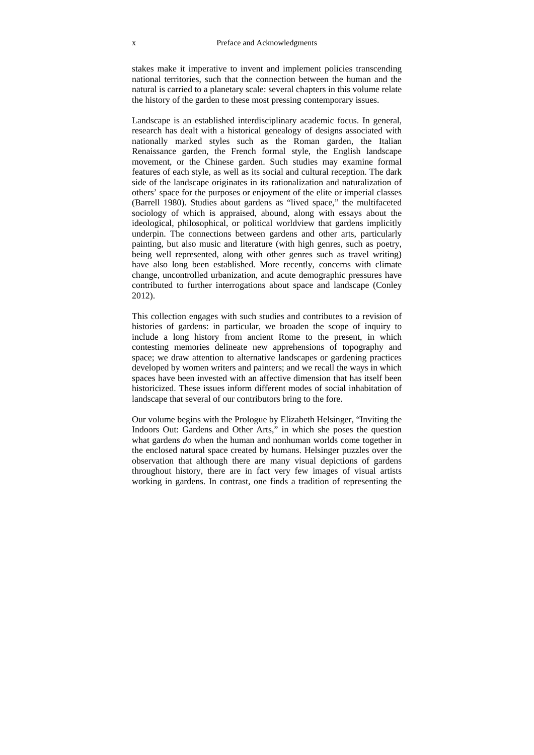stakes make it imperative to invent and implement policies transcending national territories, such that the connection between the human and the natural is carried to a planetary scale: several chapters in this volume relate the history of the garden to these most pressing contemporary issues.

Landscape is an established interdisciplinary academic focus. In general, research has dealt with a historical genealogy of designs associated with nationally marked styles such as the Roman garden, the Italian Renaissance garden, the French formal style, the English landscape movement, or the Chinese garden. Such studies may examine formal features of each style, as well as its social and cultural reception. The dark side of the landscape originates in its rationalization and naturalization of others' space for the purposes or enjoyment of the elite or imperial classes (Barrell 1980). Studies about gardens as "lived space," the multifaceted sociology of which is appraised, abound, along with essays about the ideological, philosophical, or political worldview that gardens implicitly underpin. The connections between gardens and other arts, particularly painting, but also music and literature (with high genres, such as poetry, being well represented, along with other genres such as travel writing) have also long been established. More recently, concerns with climate change, uncontrolled urbanization, and acute demographic pressures have contributed to further interrogations about space and landscape (Conley 2012).

This collection engages with such studies and contributes to a revision of histories of gardens: in particular, we broaden the scope of inquiry to include a long history from ancient Rome to the present, in which contesting memories delineate new apprehensions of topography and space; we draw attention to alternative landscapes or gardening practices developed by women writers and painters; and we recall the ways in which spaces have been invested with an affective dimension that has itself been historicized. These issues inform different modes of social inhabitation of landscape that several of our contributors bring to the fore.

Our volume begins with the Prologue by Elizabeth Helsinger, "Inviting the Indoors Out: Gardens and Other Arts," in which she poses the question what gardens *do* when the human and nonhuman worlds come together in the enclosed natural space created by humans. Helsinger puzzles over the observation that although there are many visual depictions of gardens throughout history, there are in fact very few images of visual artists working in gardens. In contrast, one finds a tradition of representing the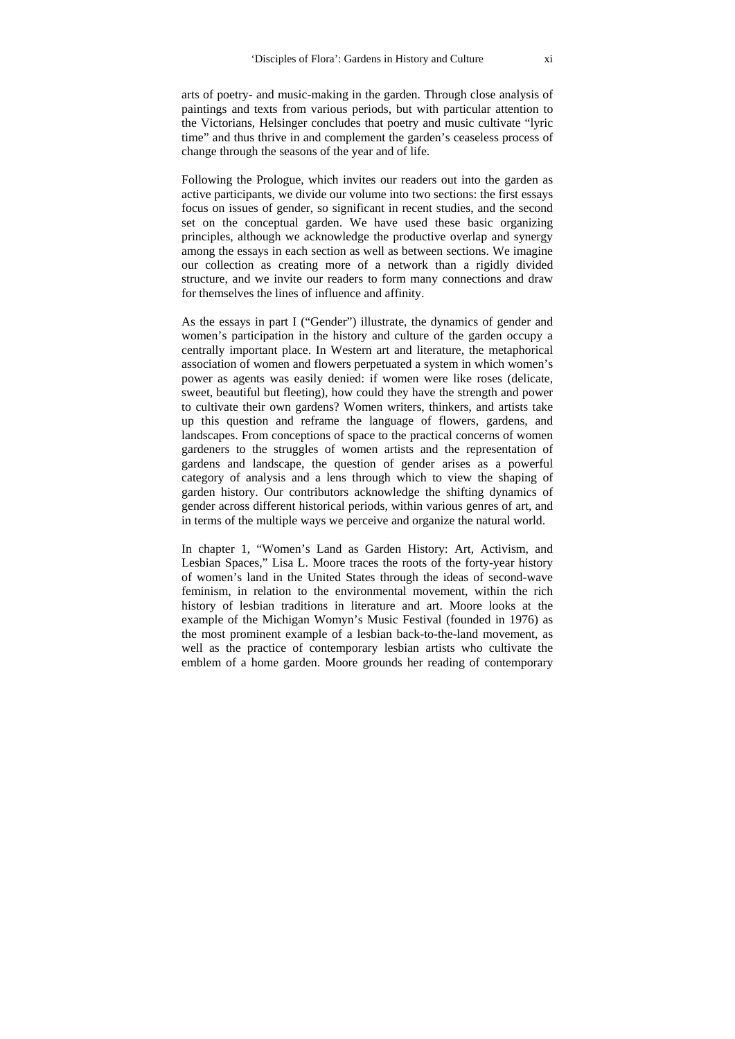arts of poetry- and music-making in the garden. Through close analysis of paintings and texts from various periods, but with particular attention to the Victorians, Helsinger concludes that poetry and music cultivate "lyric time" and thus thrive in and complement the garden's ceaseless process of change through the seasons of the year and of life.

Following the Prologue, which invites our readers out into the garden as active participants, we divide our volume into two sections: the first essays focus on issues of gender, so significant in recent studies, and the second set on the conceptual garden. We have used these basic organizing principles, although we acknowledge the productive overlap and synergy among the essays in each section as well as between sections. We imagine our collection as creating more of a network than a rigidly divided structure, and we invite our readers to form many connections and draw for themselves the lines of influence and affinity.

As the essays in part I ("Gender") illustrate, the dynamics of gender and women's participation in the history and culture of the garden occupy a centrally important place. In Western art and literature, the metaphorical association of women and flowers perpetuated a system in which women's power as agents was easily denied: if women were like roses (delicate, sweet, beautiful but fleeting), how could they have the strength and power to cultivate their own gardens? Women writers, thinkers, and artists take up this question and reframe the language of flowers, gardens, and landscapes. From conceptions of space to the practical concerns of women gardeners to the struggles of women artists and the representation of gardens and landscape, the question of gender arises as a powerful category of analysis and a lens through which to view the shaping of garden history. Our contributors acknowledge the shifting dynamics of gender across different historical periods, within various genres of art, and in terms of the multiple ways we perceive and organize the natural world.

In chapter 1, "Women's Land as Garden History: Art, Activism, and Lesbian Spaces," Lisa L. Moore traces the roots of the forty-year history of women's land in the United States through the ideas of second-wave feminism, in relation to the environmental movement, within the rich history of lesbian traditions in literature and art. Moore looks at the example of the Michigan Womyn's Music Festival (founded in 1976) as the most prominent example of a lesbian back-to-the-land movement, as well as the practice of contemporary lesbian artists who cultivate the emblem of a home garden. Moore grounds her reading of contemporary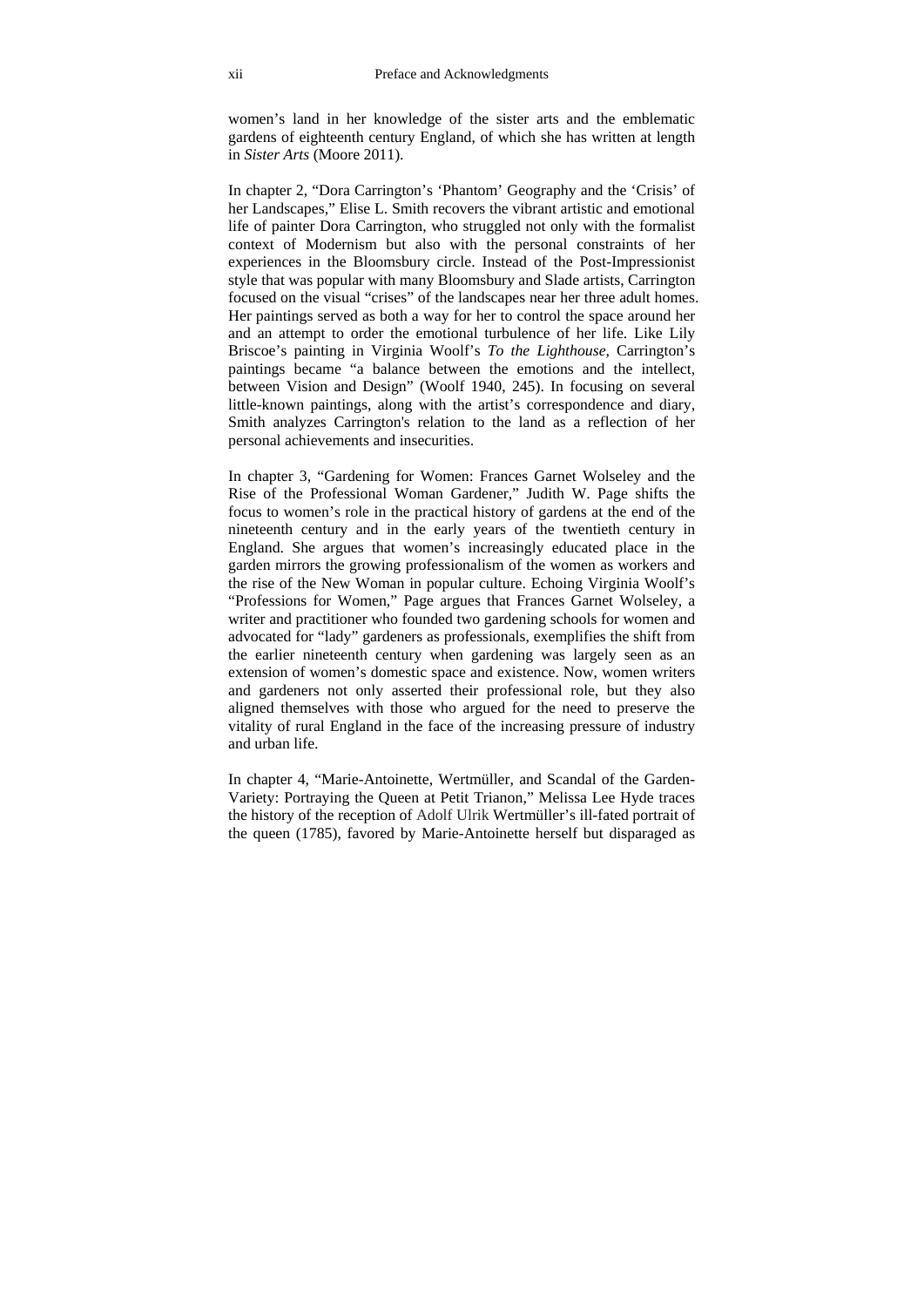women's land in her knowledge of the sister arts and the emblematic gardens of eighteenth century England, of which she has written at length in *Sister Arts* (Moore 2011).

In chapter 2, "Dora Carrington's 'Phantom' Geography and the 'Crisis' of her Landscapes," Elise L. Smith recovers the vibrant artistic and emotional life of painter Dora Carrington, who struggled not only with the formalist context of Modernism but also with the personal constraints of her experiences in the Bloomsbury circle. Instead of the Post-Impressionist style that was popular with many Bloomsbury and Slade artists, Carrington focused on the visual "crises" of the landscapes near her three adult homes. Her paintings served as both a way for her to control the space around her and an attempt to order the emotional turbulence of her life. Like Lily Briscoe's painting in Virginia Woolf's *To the Lighthouse*, Carrington's paintings became "a balance between the emotions and the intellect, between Vision and Design" (Woolf 1940, 245). In focusing on several little-known paintings, along with the artist's correspondence and diary, Smith analyzes Carrington's relation to the land as a reflection of her personal achievements and insecurities.

In chapter 3, "Gardening for Women: Frances Garnet Wolseley and the Rise of the Professional Woman Gardener," Judith W. Page shifts the focus to women's role in the practical history of gardens at the end of the nineteenth century and in the early years of the twentieth century in England. She argues that women's increasingly educated place in the garden mirrors the growing professionalism of the women as workers and the rise of the New Woman in popular culture. Echoing Virginia Woolf's "Professions for Women," Page argues that Frances Garnet Wolseley, a writer and practitioner who founded two gardening schools for women and advocated for "lady" gardeners as professionals, exemplifies the shift from the earlier nineteenth century when gardening was largely seen as an extension of women's domestic space and existence. Now, women writers and gardeners not only asserted their professional role, but they also aligned themselves with those who argued for the need to preserve the vitality of rural England in the face of the increasing pressure of industry and urban life.

In chapter 4, "Marie-Antoinette, Wertmüller, and Scandal of the Garden-Variety: Portraying the Queen at Petit Trianon," Melissa Lee Hyde traces the history of the reception of Adolf Ulrik Wertmüller's ill-fated portrait of the queen (1785), favored by Marie-Antoinette herself but disparaged as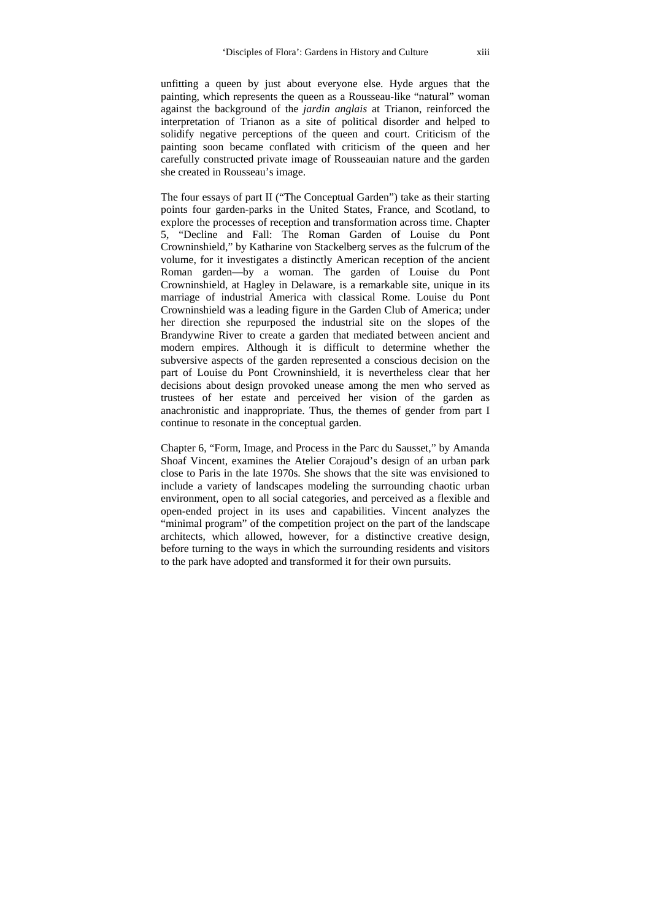unfitting a queen by just about everyone else. Hyde argues that the painting, which represents the queen as a Rousseau-like "natural" woman against the background of the *jardin anglais* at Trianon, reinforced the interpretation of Trianon as a site of political disorder and helped to solidify negative perceptions of the queen and court. Criticism of the painting soon became conflated with criticism of the queen and her carefully constructed private image of Rousseauian nature and the garden she created in Rousseau's image.

The four essays of part II ("The Conceptual Garden") take as their starting points four garden-parks in the United States, France, and Scotland, to explore the processes of reception and transformation across time. Chapter 5, "Decline and Fall: The Roman Garden of Louise du Pont Crowninshield," by Katharine von Stackelberg serves as the fulcrum of the volume, for it investigates a distinctly American reception of the ancient Roman garden—by a woman. The garden of Louise du Pont Crowninshield, at Hagley in Delaware, is a remarkable site, unique in its marriage of industrial America with classical Rome. Louise du Pont Crowninshield was a leading figure in the Garden Club of America; under her direction she repurposed the industrial site on the slopes of the Brandywine River to create a garden that mediated between ancient and modern empires. Although it is difficult to determine whether the subversive aspects of the garden represented a conscious decision on the part of Louise du Pont Crowninshield, it is nevertheless clear that her decisions about design provoked unease among the men who served as trustees of her estate and perceived her vision of the garden as anachronistic and inappropriate. Thus, the themes of gender from part I continue to resonate in the conceptual garden.

Chapter 6, "Form, Image, and Process in the Parc du Sausset," by Amanda Shoaf Vincent, examines the Atelier Corajoud's design of an urban park close to Paris in the late 1970s. She shows that the site was envisioned to include a variety of landscapes modeling the surrounding chaotic urban environment, open to all social categories, and perceived as a flexible and open-ended project in its uses and capabilities. Vincent analyzes the "minimal program" of the competition project on the part of the landscape architects, which allowed, however, for a distinctive creative design, before turning to the ways in which the surrounding residents and visitors to the park have adopted and transformed it for their own pursuits.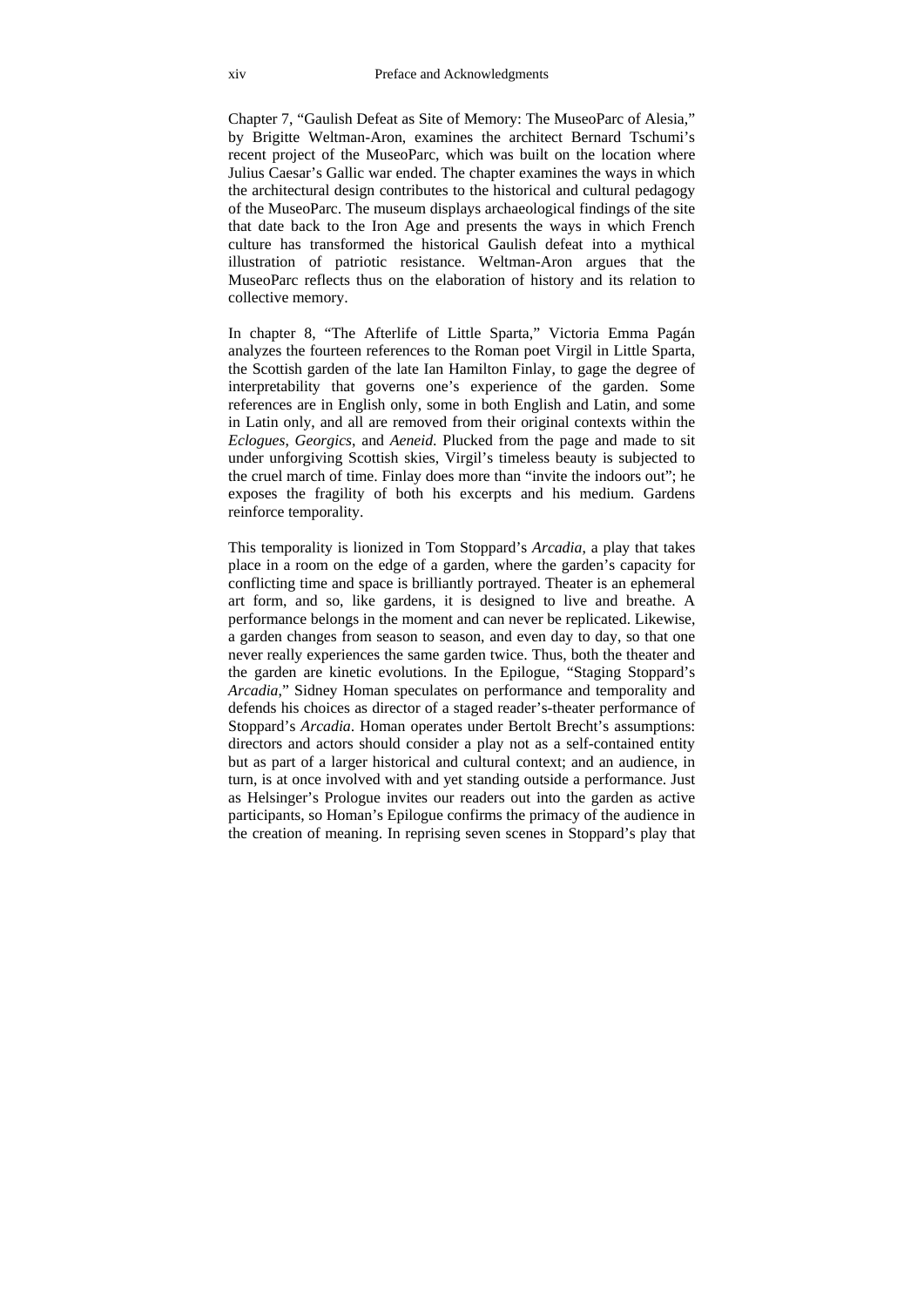Chapter 7, "Gaulish Defeat as Site of Memory: The MuseoParc of Alesia," by Brigitte Weltman-Aron, examines the architect Bernard Tschumi's recent project of the MuseoParc, which was built on the location where Julius Caesar's Gallic war ended. The chapter examines the ways in which the architectural design contributes to the historical and cultural pedagogy of the MuseoParc. The museum displays archaeological findings of the site that date back to the Iron Age and presents the ways in which French culture has transformed the historical Gaulish defeat into a mythical illustration of patriotic resistance. Weltman-Aron argues that the MuseoParc reflects thus on the elaboration of history and its relation to collective memory.

In chapter 8, "The Afterlife of Little Sparta," Victoria Emma Pagán analyzes the fourteen references to the Roman poet Virgil in Little Sparta, the Scottish garden of the late Ian Hamilton Finlay, to gage the degree of interpretability that governs one's experience of the garden. Some references are in English only, some in both English and Latin, and some in Latin only, and all are removed from their original contexts within the *Eclogues*, *Georgics*, and *Aeneid*. Plucked from the page and made to sit under unforgiving Scottish skies, Virgil's timeless beauty is subjected to the cruel march of time. Finlay does more than "invite the indoors out"; he exposes the fragility of both his excerpts and his medium. Gardens reinforce temporality.

This temporality is lionized in Tom Stoppard's *Arcadia*, a play that takes place in a room on the edge of a garden, where the garden's capacity for conflicting time and space is brilliantly portrayed. Theater is an ephemeral art form, and so, like gardens, it is designed to live and breathe. A performance belongs in the moment and can never be replicated. Likewise, a garden changes from season to season, and even day to day, so that one never really experiences the same garden twice. Thus, both the theater and the garden are kinetic evolutions. In the Epilogue, "Staging Stoppard's *Arcadia*," Sidney Homan speculates on performance and temporality and defends his choices as director of a staged reader's-theater performance of Stoppard's *Arcadia*. Homan operates under Bertolt Brecht's assumptions: directors and actors should consider a play not as a self-contained entity but as part of a larger historical and cultural context; and an audience, in turn, is at once involved with and yet standing outside a performance. Just as Helsinger's Prologue invites our readers out into the garden as active participants, so Homan's Epilogue confirms the primacy of the audience in the creation of meaning. In reprising seven scenes in Stoppard's play that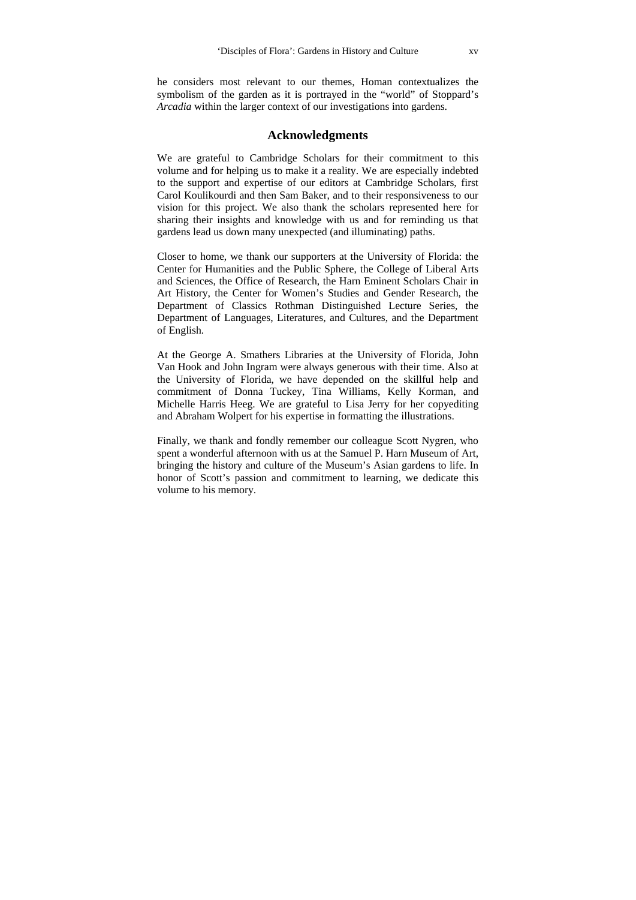he considers most relevant to our themes, Homan contextualizes the symbolism of the garden as it is portrayed in the "world" of Stoppard's *Arcadia* within the larger context of our investigations into gardens.

## Acknowledgments

We are grateful to Cambridge Scholars for their commitment to this volume and for helping us to make it a reality. We are especially indebted to the support and expertise of our editors at Cambridge Scholars, first Carol Koulikourdi and then Sam Baker, and to their responsiveness to our vision for this project. We also thank the scholars represented here for sharing their insights and knowledge with us and for reminding us that gardens lead us down many unexpected (and illuminating) paths.

Closer to home, we thank our supporters at the University of Florida: the Center for Humanities and the Public Sphere, the College of Liberal Arts and Sciences, the Office of Research, the Harn Eminent Scholars Chair in Art History, the Center for Women's Studies and Gender Research, the Department of Classics Rothman Distinguished Lecture Series, the Department of Languages, Literatures, and Cultures, and the Department of English.

At the George A. Smathers Libraries at the University of Florida, John Van Hook and John Ingram were always generous with their time. Also at the University of Florida, we have depended on the skillful help and commitment of Donna Tuckey, Tina Williams, Kelly Korman, and Michelle Harris Heeg. We are grateful to Lisa Jerry for her copyediting and Abraham Wolpert for his expertise in formatting the illustrations.

Finally, we thank and fondly remember our colleague Scott Nygren, who spent a wonderful afternoon with us at the Samuel P. Harn Museum of Art, bringing the history and culture of the Museum's Asian gardens to life. In honor of Scott's passion and commitment to learning, we dedicate this volume to his memory.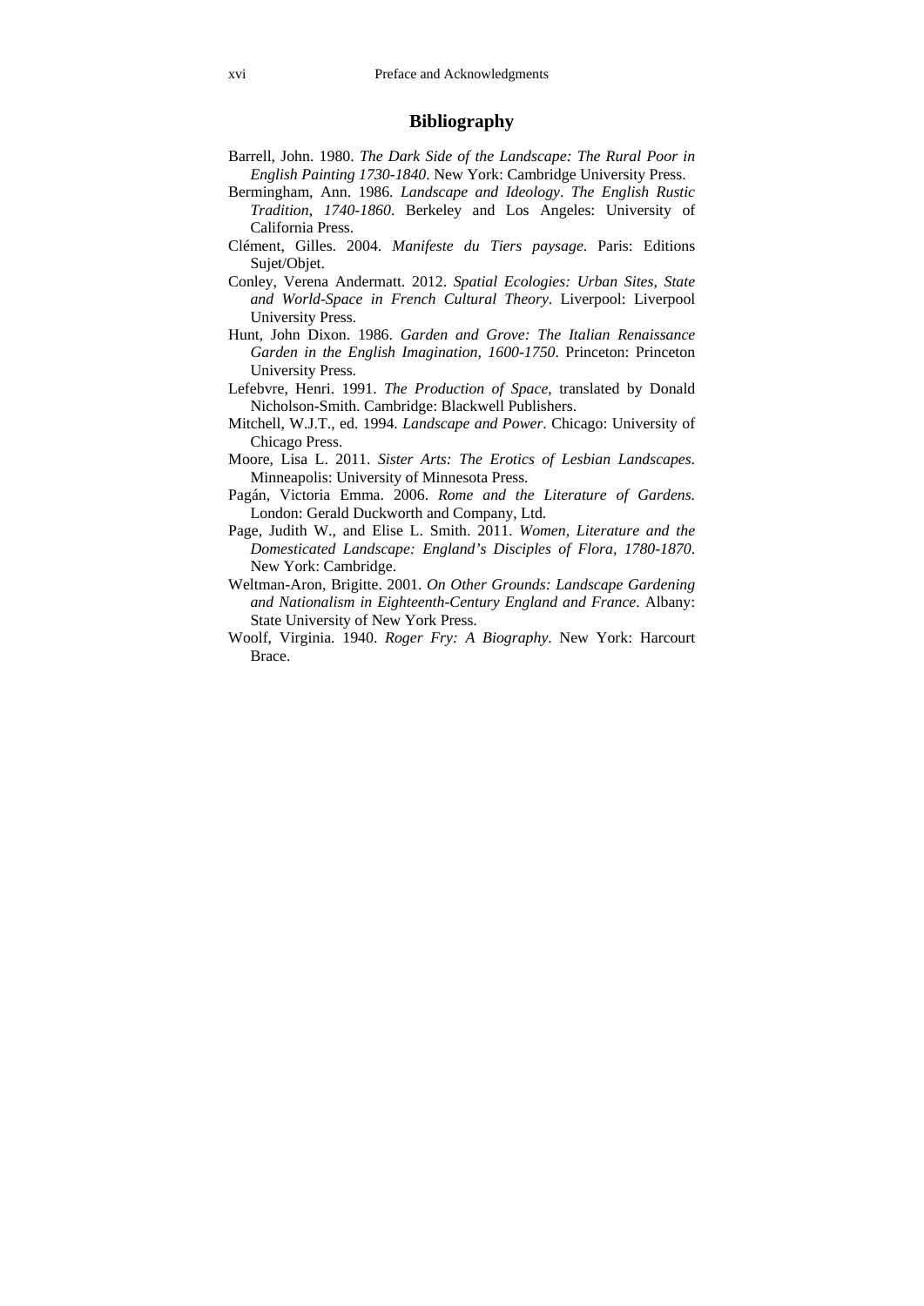## Bibliography

Barrell, John. 1980. *The Dark Side of the Landscape: The Rural Poor in English Painting 1730-1840*. New York: Cambridge University Press.

Bermingham, Ann. 1986. *Landscape and Ideology*. *The English Rustic Tradition, 1740-1860*. Berkeley and Los Angeles: University of California Press.

Clément, Gilles. 2004. *Manifeste du Tiers paysage*. Paris: Editions Sujet/Objet.

Conley, Verena Andermatt. 2012. *Spatial Ecologies: Urban Sites, State and World-Space in French Cultural Theory*. Liverpool: Liverpool University Press.

Hunt, John Dixon. 1986. *Garden and Grove: The Italian Renaissance Garden in the English Imagination, 1600-1750*. Princeton: Princeton University Press.

Lefebvre, Henri. 1991. *The Production of Space*, translated by Donald Nicholson-Smith. Cambridge: Blackwell Publishers.

Mitchell, W.J.T., ed. 1994. *Landscape and Power*. Chicago: University of Chicago Press.

Moore, Lisa L. 2011. *Sister Arts: The Erotics of Lesbian Landscapes*. Minneapolis: University of Minnesota Press.

Pagán, Victoria Emma. 2006. *Rome and the Literature of Gardens.* London: Gerald Duckworth and Company, Ltd.

Page, Judith W., and Elise L. Smith. 2011. *Women, Literature and the Domesticated Landscape: England's Disciples of Flora, 1780-1870*. New York: Cambridge.

Weltman-Aron, Brigitte. 2001. *On Other Grounds: Landscape Gardening and Nationalism in Eighteenth-Century England and France*. Albany: State University of New York Press.

Woolf, Virginia. 1940. *Roger Fry: A Biography*. New York: Harcourt Brace.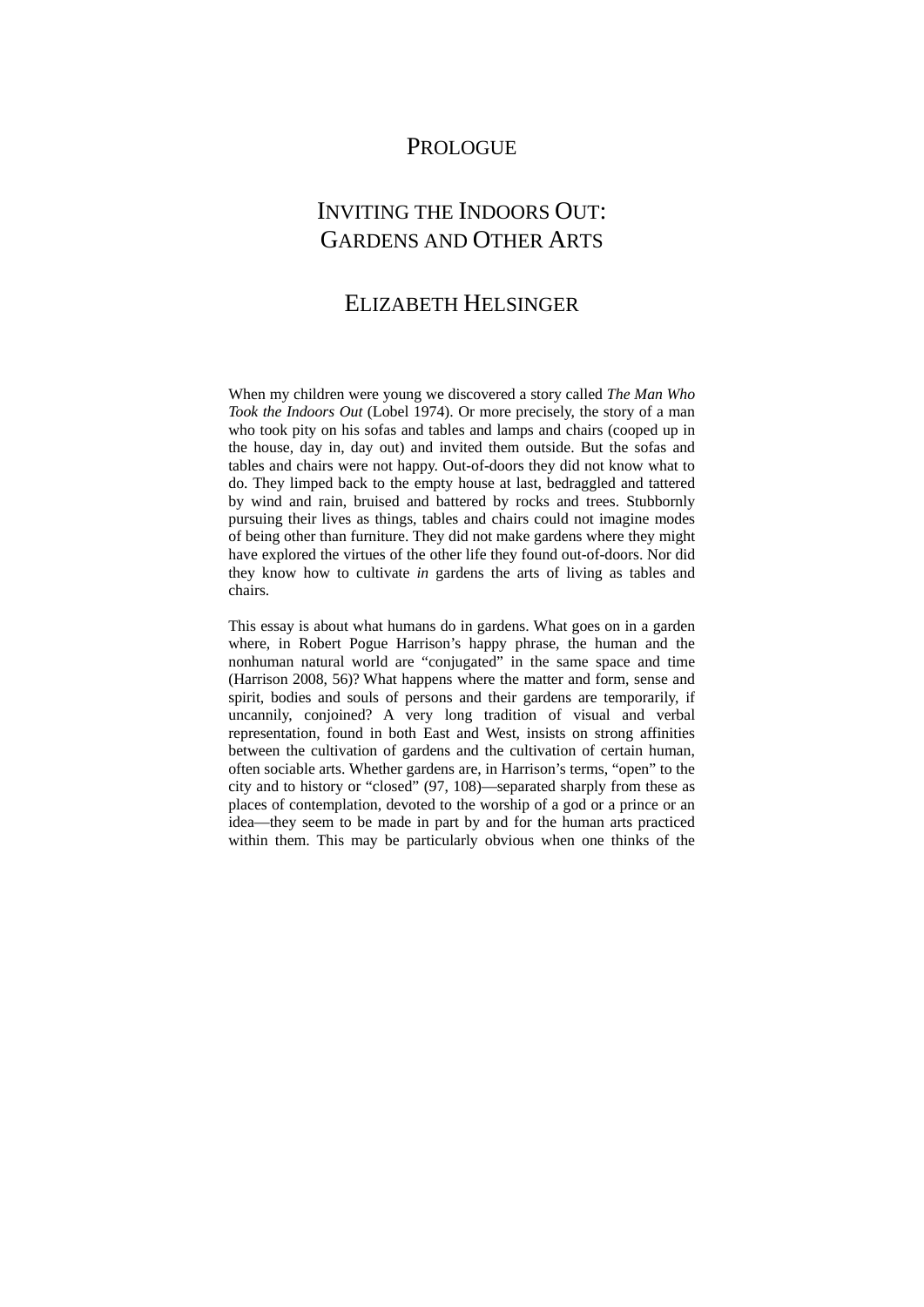# PROLOGUE

# INVITING THE INDOORS OUT: GARDENS AND OTHER ARTS

## ELIZABETH HELSINGER

When my children were young we discovered a story called *The Man Who Took the Indoors Out* (Lobel 1974). Or more precisely, the story of a man who took pity on his sofas and tables and lamps and chairs (cooped up in the house, day in, day out) and invited them outside. But the sofas and tables and chairs were not happy. Out-of-doors they did not know what to do. They limped back to the empty house at last, bedraggled and tattered by wind and rain, bruised and battered by rocks and trees. Stubbornly pursuing their lives as things, tables and chairs could not imagine modes of being other than furniture. They did not make gardens where they might have explored the virtues of the other life they found out-of-doors. Nor did they know how to cultivate *in* gardens the arts of living as tables and chairs.

This essay is about what humans do in gardens. What goes on in a garden where, in Robert Pogue Harrison's happy phrase, the human and the nonhuman natural world are "conjugated" in the same space and time (Harrison 2008, 56)? What happens where the matter and form, sense and spirit, bodies and souls of persons and their gardens are temporarily, if uncannily, conjoined? A very long tradition of visual and verbal representation, found in both East and West, insists on strong affinities between the cultivation of gardens and the cultivation of certain human, often sociable arts. Whether gardens are, in Harrison's terms, "open" to the city and to history or "closed" (97, 108)—separated sharply from these as places of contemplation, devoted to the worship of a god or a prince or an idea—they seem to be made in part by and for the human arts practiced within them. This may be particularly obvious when one thinks of the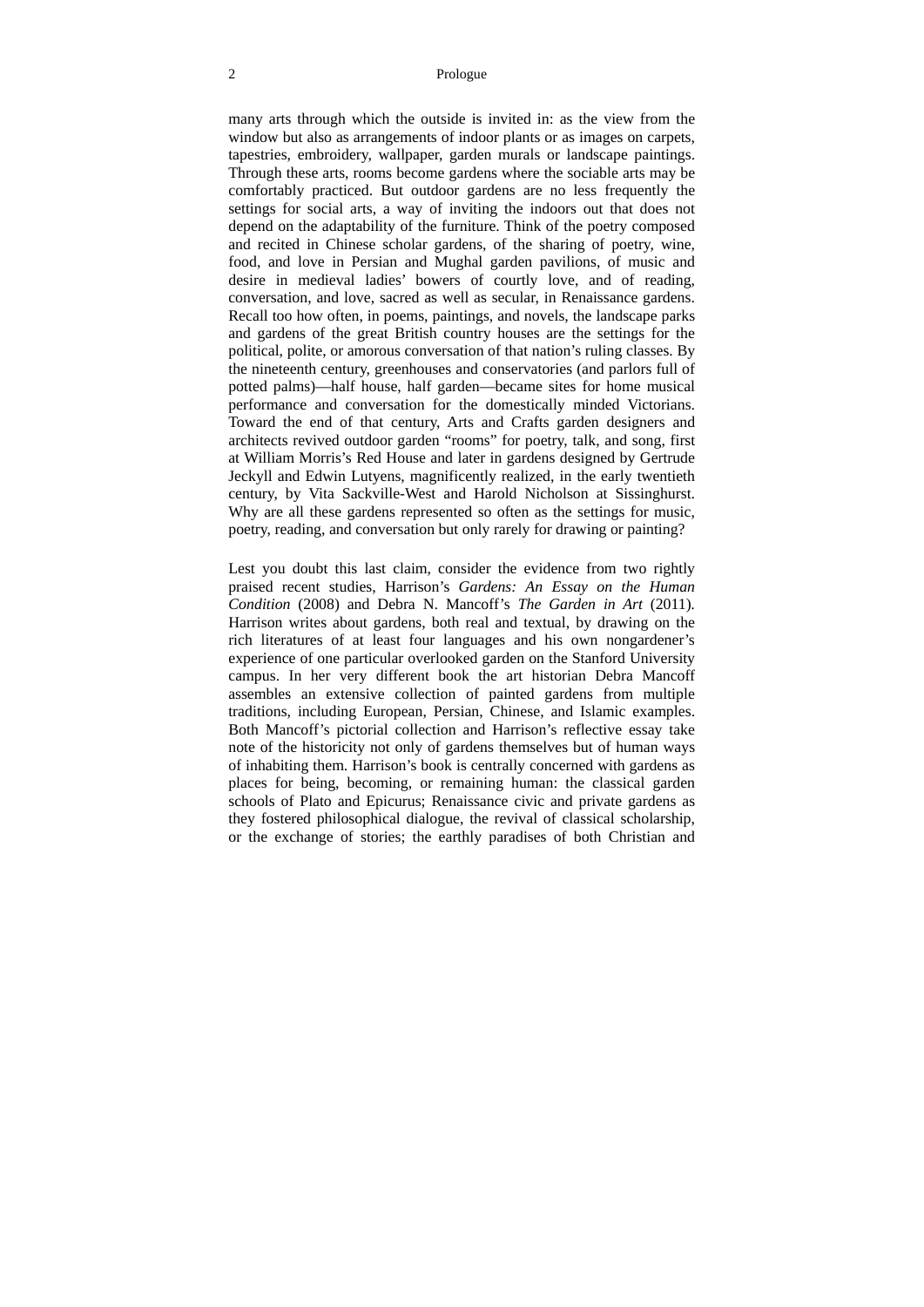many arts through which the outside is invited in: as the view from the window but also as arrangements of indoor plants or as images on carpets, tapestries, embroidery, wallpaper, garden murals or landscape paintings. Through these arts, rooms become gardens where the sociable arts may be comfortably practiced. But outdoor gardens are no less frequently the settings for social arts, a way of inviting the indoors out that does not depend on the adaptability of the furniture. Think of the poetry composed and recited in Chinese scholar gardens, of the sharing of poetry, wine, food, and love in Persian and Mughal garden pavilions, of music and desire in medieval ladies' bowers of courtly love, and of reading, conversation, and love, sacred as well as secular, in Renaissance gardens. Recall too how often, in poems, paintings, and novels, the landscape parks and gardens of the great British country houses are the settings for the political, polite, or amorous conversation of that nation's ruling classes. By the nineteenth century, greenhouses and conservatories (and parlors full of potted palms)—half house, half garden—became sites for home musical performance and conversation for the domestically minded Victorians. Toward the end of that century, Arts and Crafts garden designers and architects revived outdoor garden "rooms" for poetry, talk, and song, first at William Morris's Red House and later in gardens designed by Gertrude Jeckyll and Edwin Lutyens, magnificently realized, in the early twentieth century, by Vita Sackville-West and Harold Nicholson at Sissinghurst. Why are all these gardens represented so often as the settings for music, poetry, reading, and conversation but only rarely for drawing or painting?

Lest you doubt this last claim, consider the evidence from two rightly praised recent studies, Harrison's *Gardens: An Essay on the Human Condition* (2008) and Debra N. Mancoff's *The Garden in Art* (2011). Harrison writes about gardens, both real and textual, by drawing on the rich literatures of at least four languages and his own nongardener's experience of one particular overlooked garden on the Stanford University campus. In her very different book the art historian Debra Mancoff assembles an extensive collection of painted gardens from multiple traditions, including European, Persian, Chinese, and Islamic examples. Both Mancoff's pictorial collection and Harrison's reflective essay take note of the historicity not only of gardens themselves but of human ways of inhabiting them. Harrison's book is centrally concerned with gardens as places for being, becoming, or remaining human: the classical garden schools of Plato and Epicurus; Renaissance civic and private gardens as they fostered philosophical dialogue, the revival of classical scholarship, or the exchange of stories; the earthly paradises of both Christian and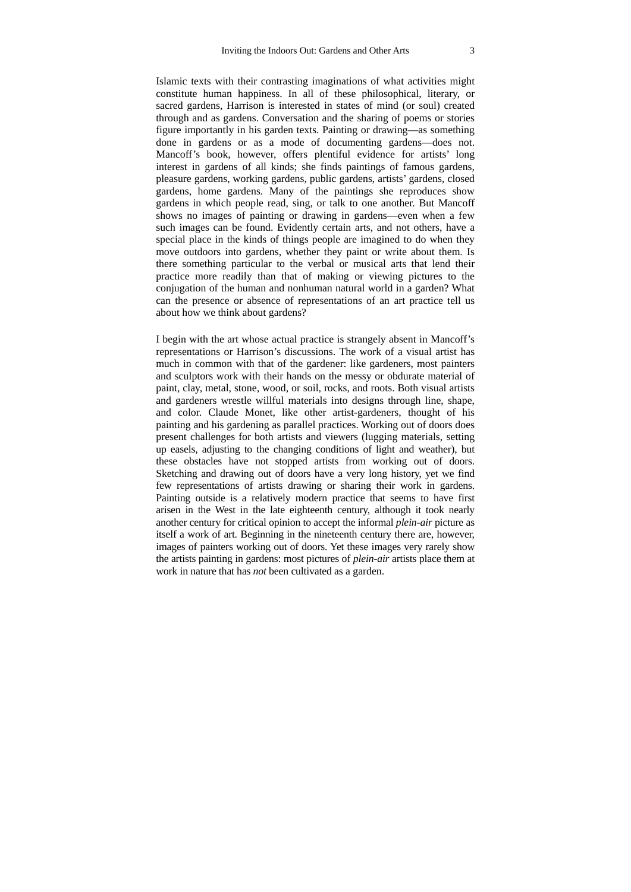Islamic texts with their contrasting imaginations of what activities might constitute human happiness. In all of these philosophical, literary, or sacred gardens, Harrison is interested in states of mind (or soul) created through and as gardens. Conversation and the sharing of poems or stories figure importantly in his garden texts. Painting or drawing—as something done in gardens or as a mode of documenting gardens—does not. Mancoff's book, however, offers plentiful evidence for artists' long interest in gardens of all kinds; she finds paintings of famous gardens, pleasure gardens, working gardens, public gardens, artists' gardens, closed gardens, home gardens. Many of the paintings she reproduces show gardens in which people read, sing, or talk to one another. But Mancoff shows no images of painting or drawing in gardens—even when a few such images can be found. Evidently certain arts, and not others, have a special place in the kinds of things people are imagined to do when they move outdoors into gardens, whether they paint or write about them. Is there something particular to the verbal or musical arts that lend their practice more readily than that of making or viewing pictures to the conjugation of the human and nonhuman natural world in a garden? What can the presence or absence of representations of an art practice tell us about how we think about gardens?

I begin with the art whose actual practice is strangely absent in Mancoff's representations or Harrison's discussions. The work of a visual artist has much in common with that of the gardener: like gardeners, most painters and sculptors work with their hands on the messy or obdurate material of paint, clay, metal, stone, wood, or soil, rocks, and roots. Both visual artists and gardeners wrestle willful materials into designs through line, shape, and color. Claude Monet, like other artist-gardeners, thought of his painting and his gardening as parallel practices. Working out of doors does present challenges for both artists and viewers (lugging materials, setting up easels, adjusting to the changing conditions of light and weather), but these obstacles have not stopped artists from working out of doors. Sketching and drawing out of doors have a very long history, yet we find few representations of artists drawing or sharing their work in gardens. Painting outside is a relatively modern practice that seems to have first arisen in the West in the late eighteenth century, although it took nearly another century for critical opinion to accept the informal *plein-air* picture as itself a work of art. Beginning in the nineteenth century there are, however, images of painters working out of doors. Yet these images very rarely show the artists painting in gardens: most pictures of *plein-air* artists place them at work in nature that has *not* been cultivated as a garden.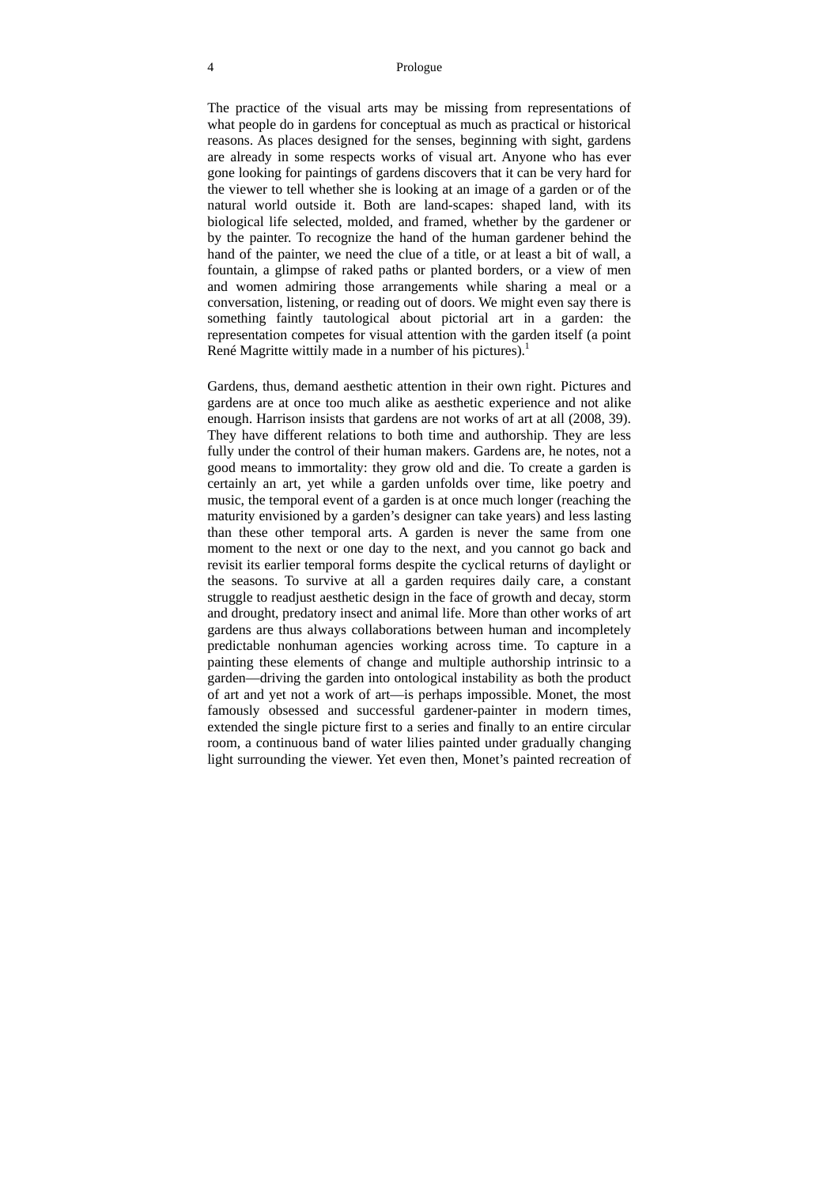The practice of the visual arts may be missing from representations of what people do in gardens for conceptual as much as practical or historical reasons. As places designed for the senses, beginning with sight, gardens are already in some respects works of visual art. Anyone who has ever gone looking for paintings of gardens discovers that it can be very hard for the viewer to tell whether she is looking at an image of a garden or of the natural world outside it. Both are land-scapes: shaped land, with its biological life selected, molded, and framed, whether by the gardener or by the painter. To recognize the hand of the human gardener behind the hand of the painter, we need the clue of a title, or at least a bit of wall, a fountain, a glimpse of raked paths or planted borders, or a view of men and women admiring those arrangements while sharing a meal or a conversation, listening, or reading out of doors. We might even say there is something faintly tautological about pictorial art in a garden: the representation competes for visual attention with the garden itself (a point René Magritte wittily made in a number of his pictures).[1]

Gardens, thus, demand aesthetic attention in their own right. Pictures and gardens are at once too much alike as aesthetic experience and not alike enough. Harrison insists that gardens are not works of art at all (2008, 39). They have different relations to both time and authorship. They are less fully under the control of their human makers. Gardens are, he notes, not a good means to immortality: they grow old and die. To create a garden is certainly an art, yet while a garden unfolds over time, like poetry and music, the temporal event of a garden is at once much longer (reaching the maturity envisioned by a garden's designer can take years) and less lasting than these other temporal arts. A garden is never the same from one moment to the next or one day to the next, and you cannot go back and revisit its earlier temporal forms despite the cyclical returns of daylight or the seasons. To survive at all a garden requires daily care, a constant struggle to readjust aesthetic design in the face of growth and decay, storm and drought, predatory insect and animal life. More than other works of art gardens are thus always collaborations between human and incompletely predictable nonhuman agencies working across time. To capture in a painting these elements of change and multiple authorship intrinsic to a garden—driving the garden into ontological instability as both the product of art and yet not a work of art—is perhaps impossible. Monet, the most famously obsessed and successful gardener-painter in modern times, extended the single picture first to a series and finally to an entire circular room, a continuous band of water lilies painted under gradually changing light surrounding the viewer. Yet even then, Monet's painted recreation of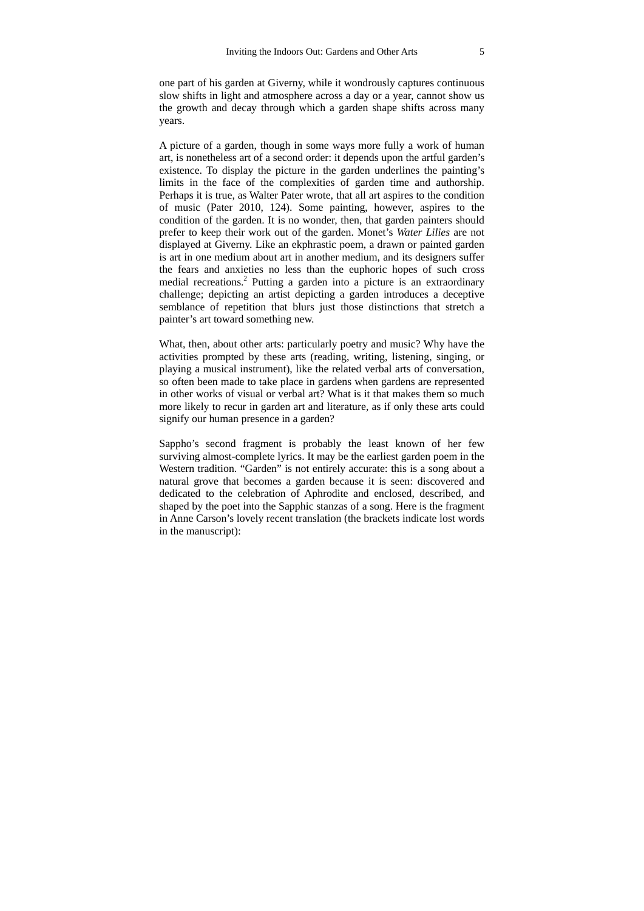one part of his garden at Giverny, while it wondrously captures continuous slow shifts in light and atmosphere across a day or a year, cannot show us the growth and decay through which a garden shape shifts across many years.

A picture of a garden, though in some ways more fully a work of human art, is nonetheless art of a second order: it depends upon the artful garden's existence. To display the picture in the garden underlines the painting's limits in the face of the complexities of garden time and authorship. Perhaps it is true, as Walter Pater wrote, that all art aspires to the condition of music (Pater 2010, 124). Some painting, however, aspires to the condition of the garden. It is no wonder, then, that garden painters should prefer to keep their work out of the garden. Monet's *Water Lilies* are not displayed at Giverny. Like an ekphrastic poem, a drawn or painted garden is art in one medium about art in another medium, and its designers suffer the fears and anxieties no less than the euphoric hopes of such cross medial recreations.[2] Putting a garden into a picture is an extraordinary challenge; depicting an artist depicting a garden introduces a deceptive semblance of repetition that blurs just those distinctions that stretch a painter's art toward something new.

What, then, about other arts: particularly poetry and music? Why have the activities prompted by these arts (reading, writing, listening, singing, or playing a musical instrument), like the related verbal arts of conversation, so often been made to take place in gardens when gardens are represented in other works of visual or verbal art? What is it that makes them so much more likely to recur in garden art and literature, as if only these arts could signify our human presence in a garden?

Sappho's second fragment is probably the least known of her few surviving almost-complete lyrics. It may be the earliest garden poem in the Western tradition. "Garden" is not entirely accurate: this is a song about a natural grove that becomes a garden because it is seen: discovered and dedicated to the celebration of Aphrodite and enclosed, described, and shaped by the poet into the Sapphic stanzas of a song. Here is the fragment in Anne Carson's lovely recent translation (the brackets indicate lost words in the manuscript):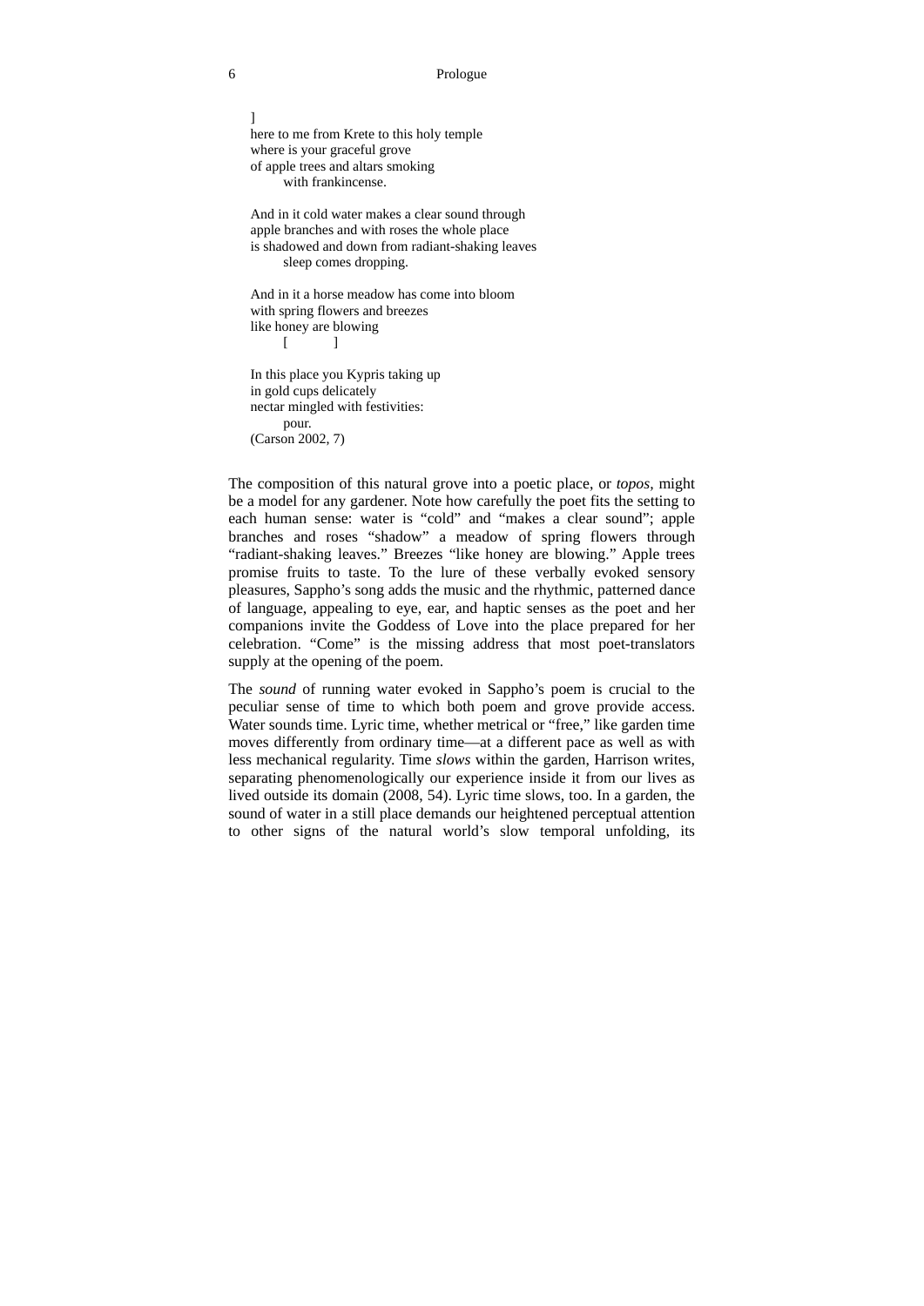]
here to me from Krete to this holy temple
where is your graceful grove
of apple trees and altars smoking
        with frankincense.

And in it cold water makes a clear sound through
apple branches and with roses the whole place
is shadowed and down from radiant-shaking leaves
        sleep comes dropping.

And in it a horse meadow has come into bloom
with spring flowers and breezes
like honey are blowing
        [            ]

In this place you Kypris taking up
in gold cups delicately
nectar mingled with festivities:
        pour.
(Carson 2002, 7)

The composition of this natural grove into a poetic place, or *topos*, might be a model for any gardener. Note how carefully the poet fits the setting to each human sense: water is "cold" and "makes a clear sound"; apple branches and roses "shadow" a meadow of spring flowers through "radiant-shaking leaves." Breezes "like honey are blowing." Apple trees promise fruits to taste. To the lure of these verbally evoked sensory pleasures, Sappho's song adds the music and the rhythmic, patterned dance of language, appealing to eye, ear, and haptic senses as the poet and her companions invite the Goddess of Love into the place prepared for her celebration. "Come" is the missing address that most poet-translators supply at the opening of the poem.

The *sound* of running water evoked in Sappho's poem is crucial to the peculiar sense of time to which both poem and grove provide access. Water sounds time. Lyric time, whether metrical or "free," like garden time moves differently from ordinary time—at a different pace as well as with less mechanical regularity. Time *slows* within the garden, Harrison writes, separating phenomenologically our experience inside it from our lives as lived outside its domain (2008, 54). Lyric time slows, too. In a garden, the sound of water in a still place demands our heightened perceptual attention to other signs of the natural world's slow temporal unfolding, its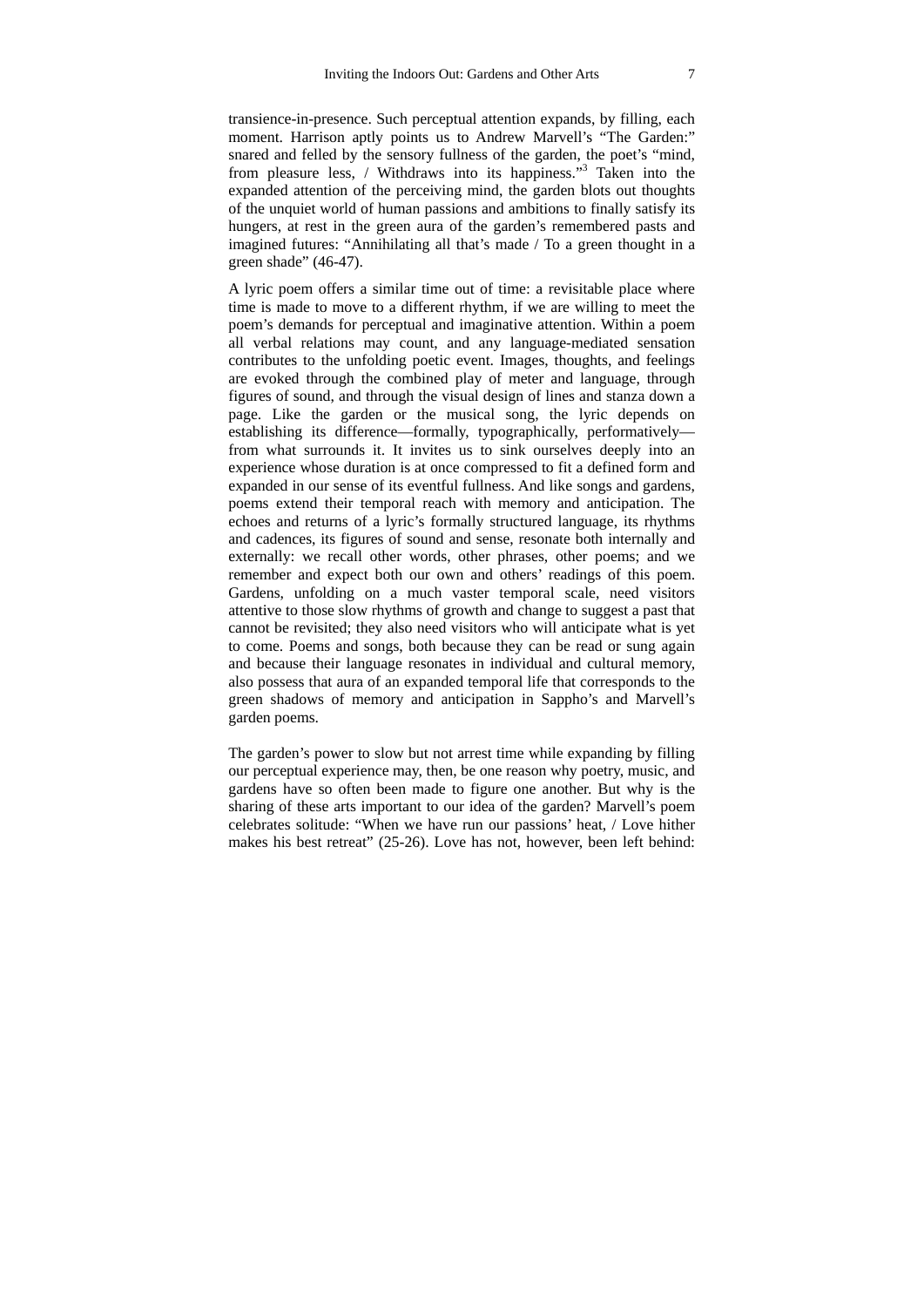transience-in-presence. Such perceptual attention expands, by filling, each moment. Harrison aptly points us to Andrew Marvell's "The Garden:" snared and felled by the sensory fullness of the garden, the poet's "mind, from pleasure less, / Withdraws into its happiness."[3] Taken into the expanded attention of the perceiving mind, the garden blots out thoughts of the unquiet world of human passions and ambitions to finally satisfy its hungers, at rest in the green aura of the garden's remembered pasts and imagined futures: "Annihilating all that's made / To a green thought in a green shade" (46-47).

A lyric poem offers a similar time out of time: a revisitable place where time is made to move to a different rhythm, if we are willing to meet the poem's demands for perceptual and imaginative attention. Within a poem all verbal relations may count, and any language-mediated sensation contributes to the unfolding poetic event. Images, thoughts, and feelings are evoked through the combined play of meter and language, through figures of sound, and through the visual design of lines and stanza down a page. Like the garden or the musical song, the lyric depends on establishing its difference—formally, typographically, performatively—from what surrounds it. It invites us to sink ourselves deeply into an experience whose duration is at once compressed to fit a defined form and expanded in our sense of its eventful fullness. And like songs and gardens, poems extend their temporal reach with memory and anticipation. The echoes and returns of a lyric's formally structured language, its rhythms and cadences, its figures of sound and sense, resonate both internally and externally: we recall other words, other phrases, other poems; and we remember and expect both our own and others' readings of this poem. Gardens, unfolding on a much vaster temporal scale, need visitors attentive to those slow rhythms of growth and change to suggest a past that cannot be revisited; they also need visitors who will anticipate what is yet to come. Poems and songs, both because they can be read or sung again and because their language resonates in individual and cultural memory, also possess that aura of an expanded temporal life that corresponds to the green shadows of memory and anticipation in Sappho's and Marvell's garden poems.

The garden's power to slow but not arrest time while expanding by filling our perceptual experience may, then, be one reason why poetry, music, and gardens have so often been made to figure one another. But why is the sharing of these arts important to our idea of the garden? Marvell's poem celebrates solitude: "When we have run our passions' heat, / Love hither makes his best retreat" (25-26). Love has not, however, been left behind: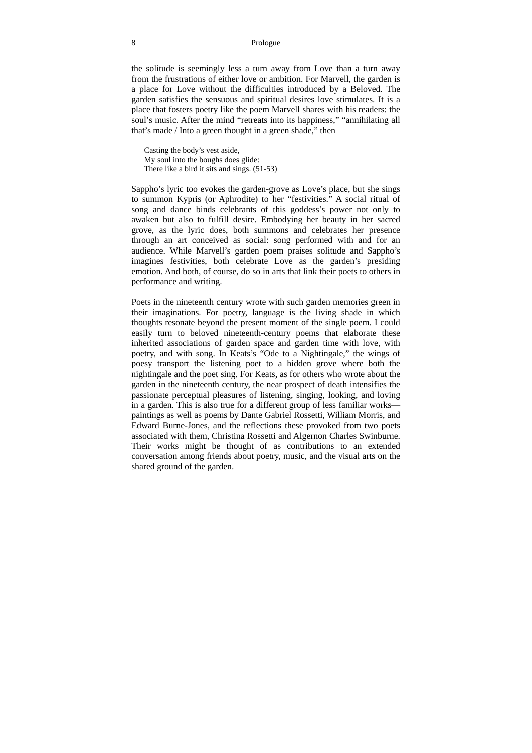the solitude is seemingly less a turn away from Love than a turn away from the frustrations of either love or ambition. For Marvell, the garden is a place for Love without the difficulties introduced by a Beloved. The garden satisfies the sensuous and spiritual desires love stimulates. It is a place that fosters poetry like the poem Marvell shares with his readers: the soul's music. After the mind "retreats into its happiness," "annihilating all that's made / Into a green thought in a green shade," then

> Casting the body's vest aside,
> My soul into the boughs does glide:
> There like a bird it sits and sings. (51-53)

Sappho's lyric too evokes the garden-grove as Love's place, but she sings to summon Kypris (or Aphrodite) to her "festivities." A social ritual of song and dance binds celebrants of this goddess's power not only to awaken but also to fulfill desire. Embodying her beauty in her sacred grove, as the lyric does, both summons and celebrates her presence through an art conceived as social: song performed with and for an audience. While Marvell's garden poem praises solitude and Sappho's imagines festivities, both celebrate Love as the garden's presiding emotion. And both, of course, do so in arts that link their poets to others in performance and writing.

Poets in the nineteenth century wrote with such garden memories green in their imaginations. For poetry, language is the living shade in which thoughts resonate beyond the present moment of the single poem. I could easily turn to beloved nineteenth-century poems that elaborate these inherited associations of garden space and garden time with love, with poetry, and with song. In Keats's "Ode to a Nightingale," the wings of poesy transport the listening poet to a hidden grove where both the nightingale and the poet sing. For Keats, as for others who wrote about the garden in the nineteenth century, the near prospect of death intensifies the passionate perceptual pleasures of listening, singing, looking, and loving in a garden. This is also true for a different group of less familiar works—paintings as well as poems by Dante Gabriel Rossetti, William Morris, and Edward Burne-Jones, and the reflections these provoked from two poets associated with them, Christina Rossetti and Algernon Charles Swinburne. Their works might be thought of as contributions to an extended conversation among friends about poetry, music, and the visual arts on the shared ground of the garden.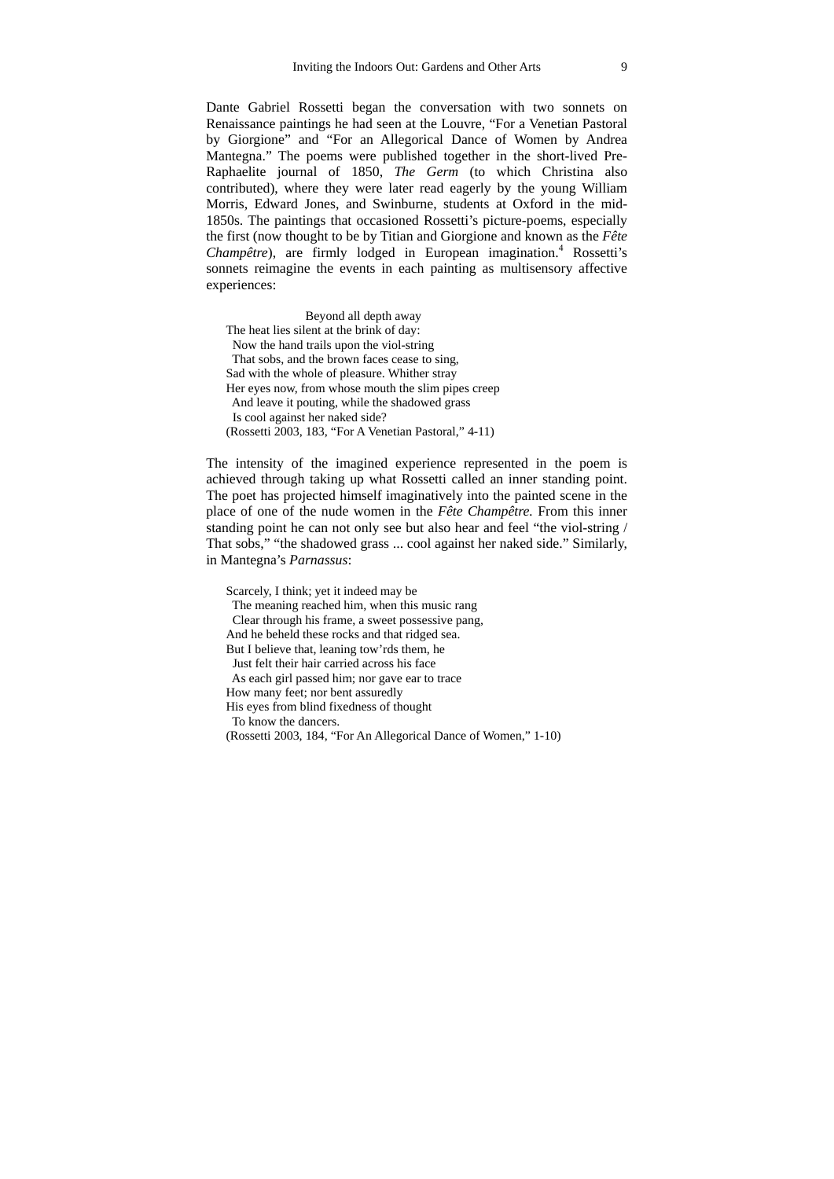Dante Gabriel Rossetti began the conversation with two sonnets on Renaissance paintings he had seen at the Louvre, "For a Venetian Pastoral by Giorgione" and "For an Allegorical Dance of Women by Andrea Mantegna." The poems were published together in the short-lived Pre-Raphaelite journal of 1850, *The Germ* (to which Christina also contributed), where they were later read eagerly by the young William Morris, Edward Jones, and Swinburne, students at Oxford in the mid-1850s. The paintings that occasioned Rossetti's picture-poems, especially the first (now thought to be by Titian and Giorgione and known as the *Fête Champêtre*), are firmly lodged in European imagination.[4] Rossetti's sonnets reimagine the events in each painting as multisensory affective experiences:

> Beyond all depth away  
> The heat lies silent at the brink of day:  
> Now the hand trails upon the viol-string  
> That sobs, and the brown faces cease to sing,  
> Sad with the whole of pleasure. Whither stray  
> Her eyes now, from whose mouth the slim pipes creep  
> And leave it pouting, while the shadowed grass  
> Is cool against her naked side?  
> (Rossetti 2003, 183, "For A Venetian Pastoral," 4-11)

The intensity of the imagined experience represented in the poem is achieved through taking up what Rossetti called an inner standing point. The poet has projected himself imaginatively into the painted scene in the place of one of the nude women in the *Fête Champêtre.* From this inner standing point he can not only see but also hear and feel "the viol-string / That sobs," "the shadowed grass ... cool against her naked side." Similarly, in Mantegna's *Parnassus*:

> Scarcely, I think; yet it indeed may be  
> The meaning reached him, when this music rang  
> Clear through his frame, a sweet possessive pang,  
> And he beheld these rocks and that ridged sea.  
> But I believe that, leaning tow'rds them, he  
> Just felt their hair carried across his face  
> As each girl passed him; nor gave ear to trace  
> How many feet; nor bent assuredly  
> His eyes from blind fixedness of thought  
> To know the dancers.  
> (Rossetti 2003, 184, "For An Allegorical Dance of Women," 1-10)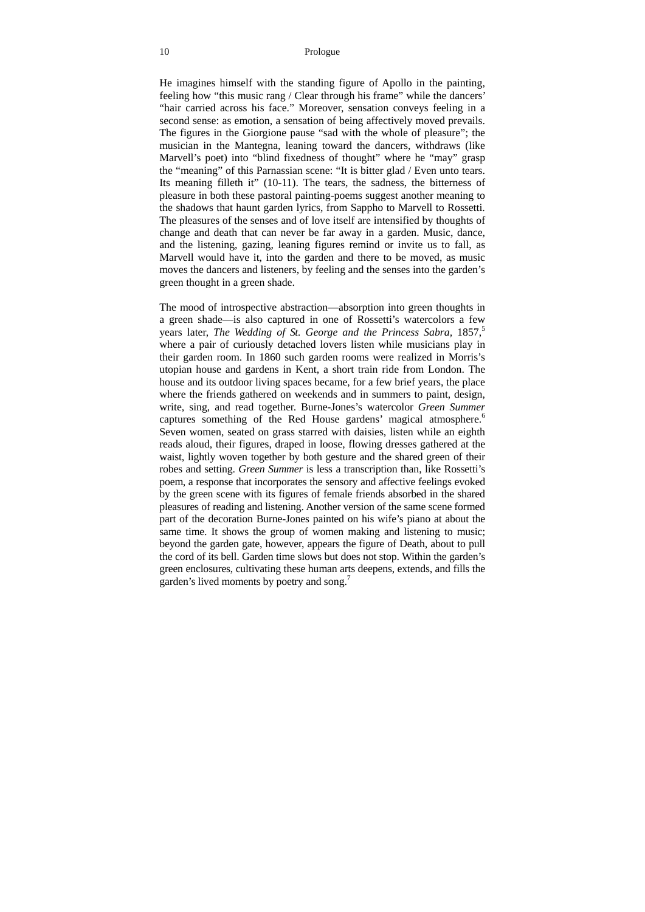He imagines himself with the standing figure of Apollo in the painting, feeling how "this music rang / Clear through his frame" while the dancers' "hair carried across his face." Moreover, sensation conveys feeling in a second sense: as emotion, a sensation of being affectively moved prevails. The figures in the Giorgione pause "sad with the whole of pleasure"; the musician in the Mantegna, leaning toward the dancers, withdraws (like Marvell's poet) into "blind fixedness of thought" where he "may" grasp the "meaning" of this Parnassian scene: "It is bitter glad / Even unto tears. Its meaning filleth it" (10-11). The tears, the sadness, the bitterness of pleasure in both these pastoral painting-poems suggest another meaning to the shadows that haunt garden lyrics, from Sappho to Marvell to Rossetti. The pleasures of the senses and of love itself are intensified by thoughts of change and death that can never be far away in a garden. Music, dance, and the listening, gazing, leaning figures remind or invite us to fall, as Marvell would have it, into the garden and there to be moved, as music moves the dancers and listeners, by feeling and the senses into the garden's green thought in a green shade.

The mood of introspective abstraction—absorption into green thoughts in a green shade—is also captured in one of Rossetti's watercolors a few years later, *The Wedding of St. George and the Princess Sabra*, 1857,[5] where a pair of curiously detached lovers listen while musicians play in their garden room. In 1860 such garden rooms were realized in Morris's utopian house and gardens in Kent, a short train ride from London. The house and its outdoor living spaces became, for a few brief years, the place where the friends gathered on weekends and in summers to paint, design, write, sing, and read together. Burne-Jones's watercolor *Green Summer* captures something of the Red House gardens' magical atmosphere.[6] Seven women, seated on grass starred with daisies, listen while an eighth reads aloud, their figures, draped in loose, flowing dresses gathered at the waist, lightly woven together by both gesture and the shared green of their robes and setting. *Green Summer* is less a transcription than, like Rossetti's poem, a response that incorporates the sensory and affective feelings evoked by the green scene with its figures of female friends absorbed in the shared pleasures of reading and listening. Another version of the same scene formed part of the decoration Burne-Jones painted on his wife's piano at about the same time. It shows the group of women making and listening to music; beyond the garden gate, however, appears the figure of Death, about to pull the cord of its bell. Garden time slows but does not stop. Within the garden's green enclosures, cultivating these human arts deepens, extends, and fills the garden's lived moments by poetry and song.[7]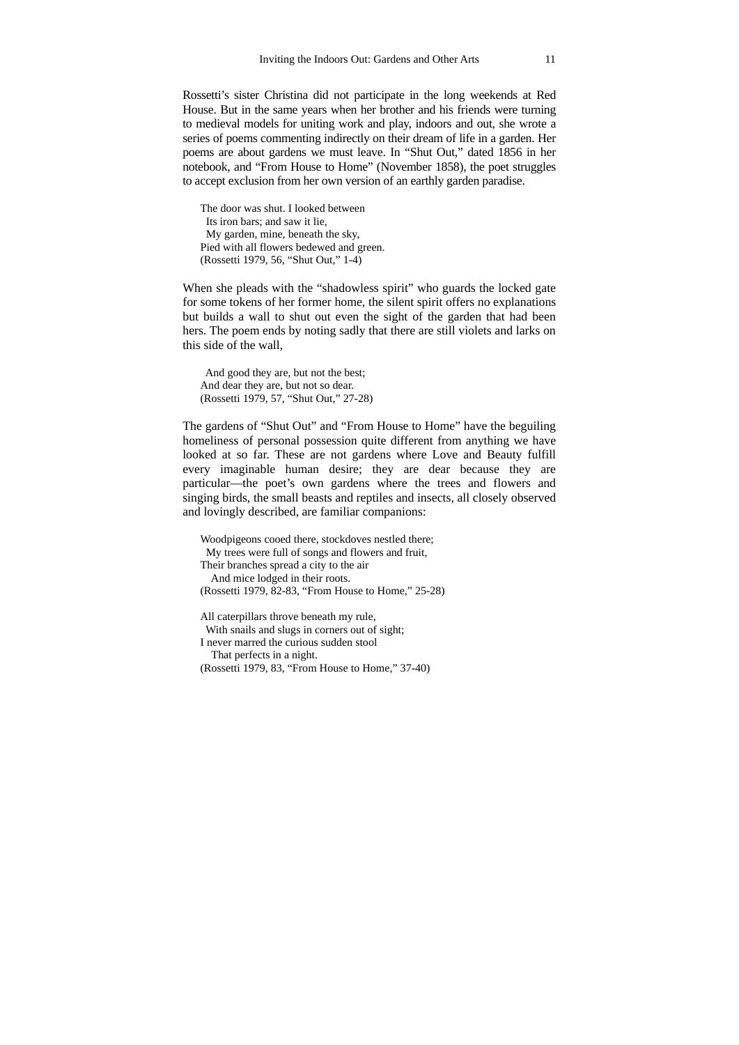Rossetti's sister Christina did not participate in the long weekends at Red House. But in the same years when her brother and his friends were turning to medieval models for uniting work and play, indoors and out, she wrote a series of poems commenting indirectly on their dream of life in a garden. Her poems are about gardens we must leave. In "Shut Out," dated 1856 in her notebook, and "From House to Home" (November 1858), the poet struggles to accept exclusion from her own version of an earthly garden paradise.

> The door was shut. I looked between
> Its iron bars; and saw it lie,
> My garden, mine, beneath the sky,
> Pied with all flowers bedewed and green.
> (Rossetti 1979, 56, "Shut Out," 1-4)

When she pleads with the "shadowless spirit" who guards the locked gate for some tokens of her former home, the silent spirit offers no explanations but builds a wall to shut out even the sight of the garden that had been hers. The poem ends by noting sadly that there are still violets and larks on this side of the wall,

> And good they are, but not the best;
> And dear they are, but not so dear.
> (Rossetti 1979, 57, "Shut Out," 27-28)

The gardens of "Shut Out" and "From House to Home" have the beguiling homeliness of personal possession quite different from anything we have looked at so far. These are not gardens where Love and Beauty fulfill every imaginable human desire; they are dear because they are particular—the poet's own gardens where the trees and flowers and singing birds, the small beasts and reptiles and insects, all closely observed and lovingly described, are familiar companions:

> Woodpigeons cooed there, stockdoves nestled there;
> My trees were full of songs and flowers and fruit,
> Their branches spread a city to the air
> And mice lodged in their roots.
> (Rossetti 1979, 82-83, "From House to Home," 25-28)

> All caterpillars throve beneath my rule,
> With snails and slugs in corners out of sight;
> I never marred the curious sudden stool
> That perfects in a night.
> (Rossetti 1979, 83, "From House to Home," 37-40)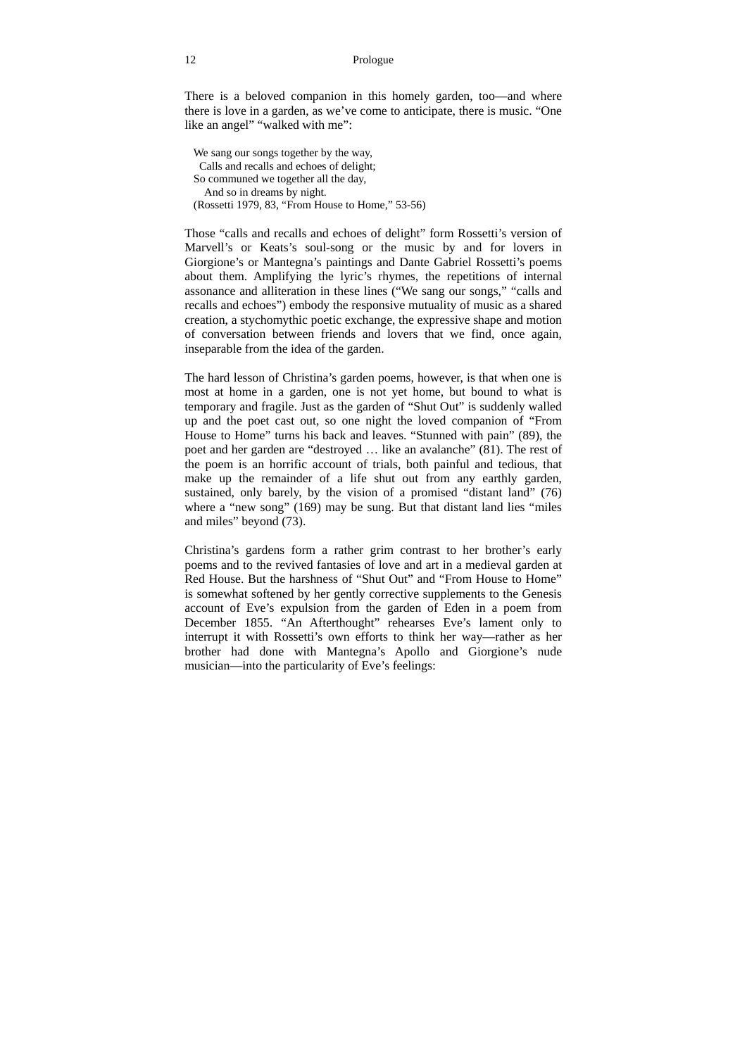There is a beloved companion in this homely garden, too—and where there is love in a garden, as we've come to anticipate, there is music. "One like an angel" "walked with me":

> We sang our songs together by the way,  
>   Calls and recalls and echoes of delight;  
> So communed we together all the day,  
>     And so in dreams by night.  
> (Rossetti 1979, 83, "From House to Home," 53-56)

Those "calls and recalls and echoes of delight" form Rossetti's version of Marvell's or Keats's soul-song or the music by and for lovers in Giorgione's or Mantegna's paintings and Dante Gabriel Rossetti's poems about them. Amplifying the lyric's rhymes, the repetitions of internal assonance and alliteration in these lines ("We sang our songs," "calls and recalls and echoes") embody the responsive mutuality of music as a shared creation, a stychomythic poetic exchange, the expressive shape and motion of conversation between friends and lovers that we find, once again, inseparable from the idea of the garden.

The hard lesson of Christina's garden poems, however, is that when one is most at home in a garden, one is not yet home, but bound to what is temporary and fragile. Just as the garden of "Shut Out" is suddenly walled up and the poet cast out, so one night the loved companion of "From House to Home" turns his back and leaves. "Stunned with pain" (89), the poet and her garden are "destroyed … like an avalanche" (81). The rest of the poem is an horrific account of trials, both painful and tedious, that make up the remainder of a life shut out from any earthly garden, sustained, only barely, by the vision of a promised "distant land" (76) where a "new song" (169) may be sung. But that distant land lies "miles and miles" beyond (73).

Christina's gardens form a rather grim contrast to her brother's early poems and to the revived fantasies of love and art in a medieval garden at Red House. But the harshness of "Shut Out" and "From House to Home" is somewhat softened by her gently corrective supplements to the Genesis account of Eve's expulsion from the garden of Eden in a poem from December 1855. "An Afterthought" rehearses Eve's lament only to interrupt it with Rossetti's own efforts to think her way—rather as her brother had done with Mantegna's Apollo and Giorgione's nude musician—into the particularity of Eve's feelings: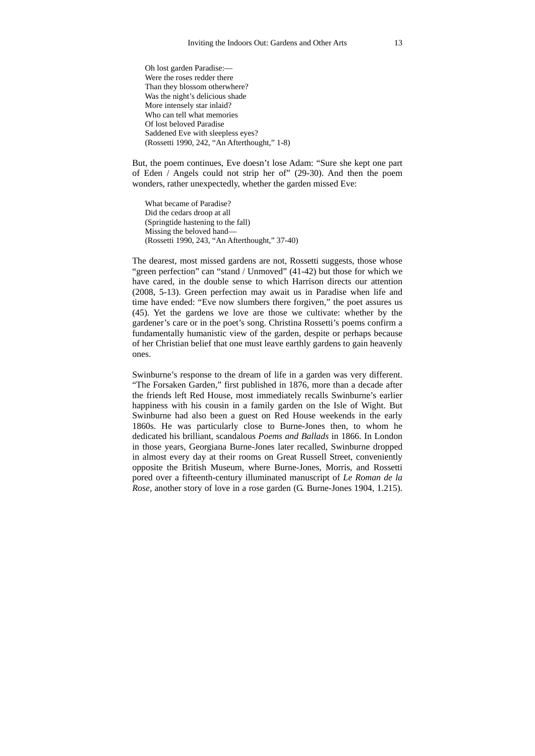> Oh lost garden Paradise:—
> Were the roses redder there
> Than they blossom otherwhere?
> Was the night's delicious shade
> More intensely star inlaid?
> Who can tell what memories
> Of lost beloved Paradise
> Saddened Eve with sleepless eyes?
> (Rossetti 1990, 242, "An Afterthought," 1-8)

But, the poem continues, Eve doesn't lose Adam: "Sure she kept one part of Eden / Angels could not strip her of" (29-30). And then the poem wonders, rather unexpectedly, whether the garden missed Eve:

> What became of Paradise?
> Did the cedars droop at all
> (Springtide hastening to the fall)
> Missing the beloved hand—
> (Rossetti 1990, 243, "An Afterthought," 37-40)

The dearest, most missed gardens are not, Rossetti suggests, those whose "green perfection" can "stand / Unmoved" (41-42) but those for which we have cared, in the double sense to which Harrison directs our attention (2008, 5-13). Green perfection may await us in Paradise when life and time have ended: "Eve now slumbers there forgiven," the poet assures us (45). Yet the gardens we love are those we cultivate: whether by the gardener's care or in the poet's song. Christina Rossetti's poems confirm a fundamentally humanistic view of the garden, despite or perhaps because of her Christian belief that one must leave earthly gardens to gain heavenly ones.

Swinburne's response to the dream of life in a garden was very different. "The Forsaken Garden," first published in 1876, more than a decade after the friends left Red House, most immediately recalls Swinburne's earlier happiness with his cousin in a family garden on the Isle of Wight. But Swinburne had also been a guest on Red House weekends in the early 1860s. He was particularly close to Burne-Jones then, to whom he dedicated his brilliant, scandalous *Poems and Ballads* in 1866. In London in those years, Georgiana Burne-Jones later recalled, Swinburne dropped in almost every day at their rooms on Great Russell Street, conveniently opposite the British Museum, where Burne-Jones, Morris, and Rossetti pored over a fifteenth-century illuminated manuscript of *Le Roman de la Rose*, another story of love in a rose garden (G. Burne-Jones 1904, 1.215).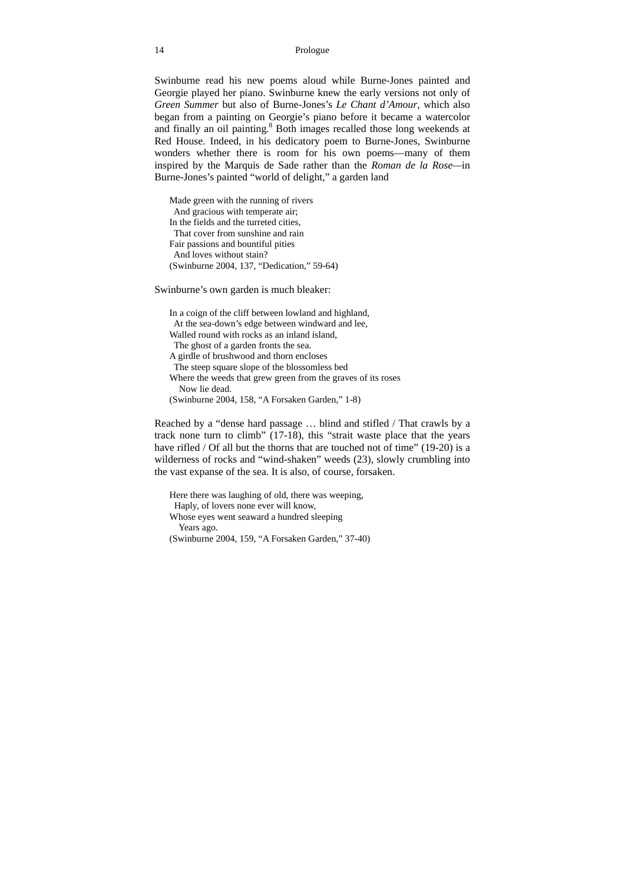Swinburne read his new poems aloud while Burne-Jones painted and Georgie played her piano. Swinburne knew the early versions not only of *Green Summer* but also of Burne-Jones's *Le Chant d'Amour*, which also began from a painting on Georgie's piano before it became a watercolor and finally an oil painting.[8] Both images recalled those long weekends at Red House. Indeed, in his dedicatory poem to Burne-Jones, Swinburne wonders whether there is room for his own poems—many of them inspired by the Marquis de Sade rather than the *Roman de la Rose*—in Burne-Jones's painted "world of delight," a garden land

> Made green with the running of rivers
>   And gracious with temperate air;
> In the fields and the turreted cities,
>   That cover from sunshine and rain
> Fair passions and bountiful pities
>   And loves without stain?
> (Swinburne 2004, 137, "Dedication," 59-64)

Swinburne's own garden is much bleaker:

> In a coign of the cliff between lowland and highland,
>   At the sea-down's edge between windward and lee,
> Walled round with rocks as an inland island,
>   The ghost of a garden fronts the sea.
> A girdle of brushwood and thorn encloses
>   The steep square slope of the blossomless bed
> Where the weeds that grew green from the graves of its roses
>     Now lie dead.
> (Swinburne 2004, 158, "A Forsaken Garden," 1-8)

Reached by a "dense hard passage … blind and stifled / That crawls by a track none turn to climb" (17-18), this "strait waste place that the years have rifled / Of all but the thorns that are touched not of time" (19-20) is a wilderness of rocks and "wind-shaken" weeds (23), slowly crumbling into the vast expanse of the sea. It is also, of course, forsaken.

> Here there was laughing of old, there was weeping,
>   Haply, of lovers none ever will know,
> Whose eyes went seaward a hundred sleeping
>     Years ago.
> (Swinburne 2004, 159, "A Forsaken Garden," 37-40)